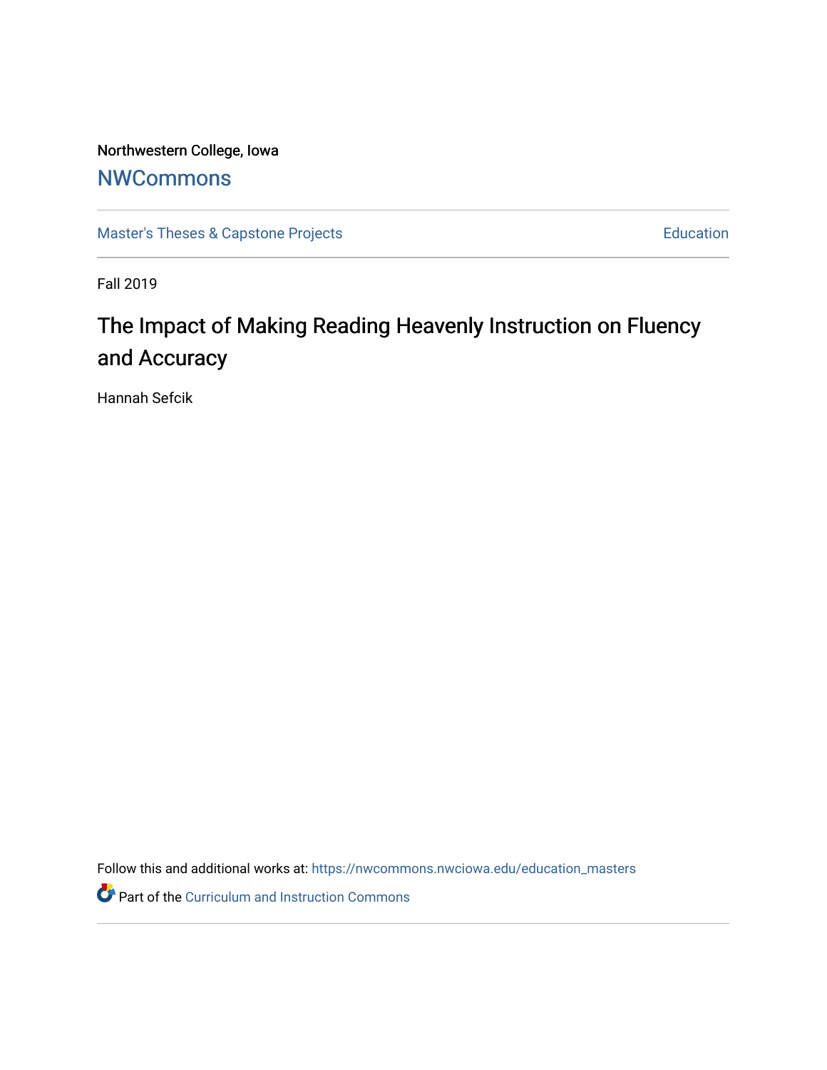Northwestern College, Iowa

# NWCommons

Master's Theses & Capstone Projects | Education

Fall 2019

## The Impact of Making Reading Heavenly Instruction on Fluency and Accuracy

Hannah Sefcik

Follow this and additional works at: https://nwcommons.nwciowa.edu/education_masters

Part of the Curriculum and Instruction Commons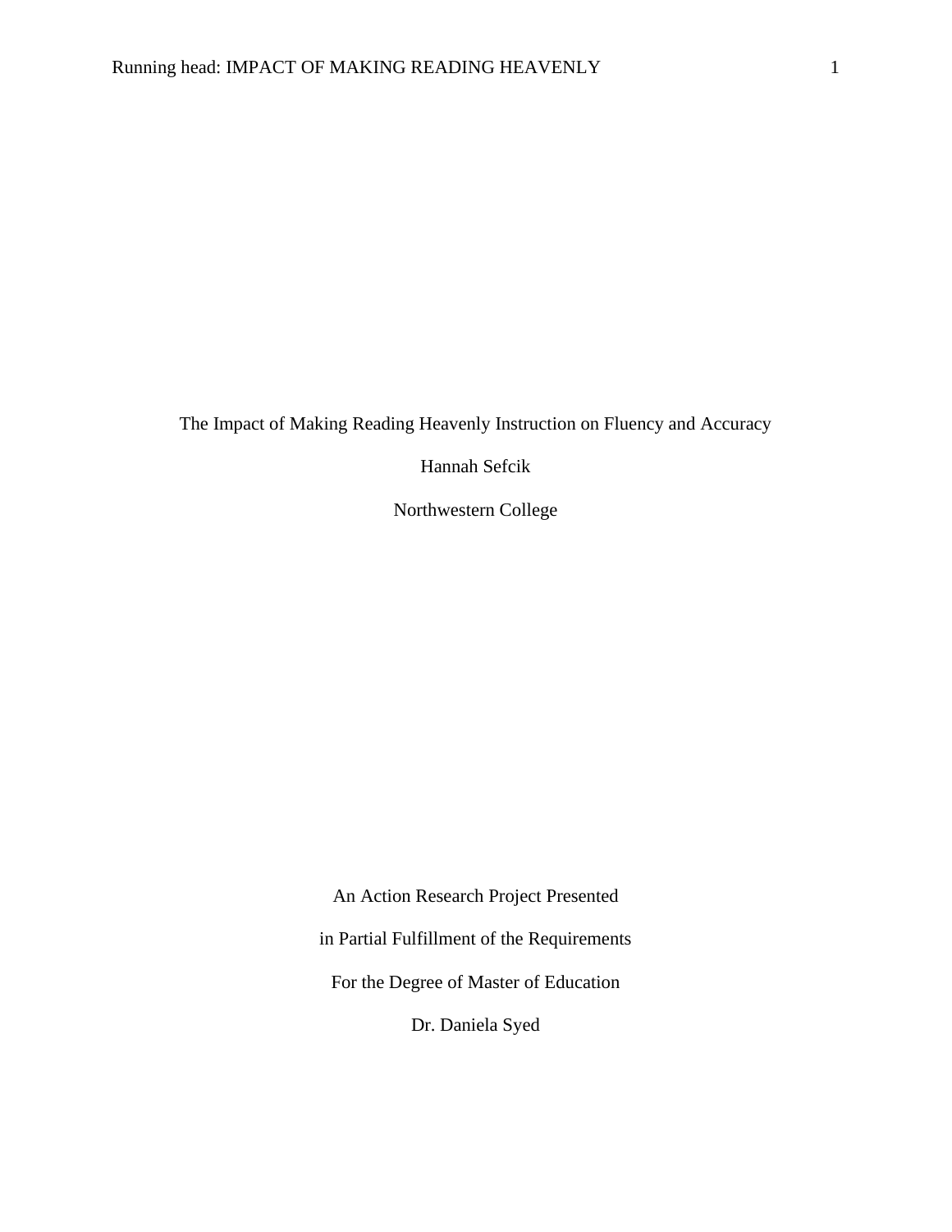The Impact of Making Reading Heavenly Instruction on Fluency and Accuracy

Hannah Sefcik

Northwestern College

An Action Research Project Presented

in Partial Fulfillment of the Requirements

For the Degree of Master of Education

Dr. Daniela Syed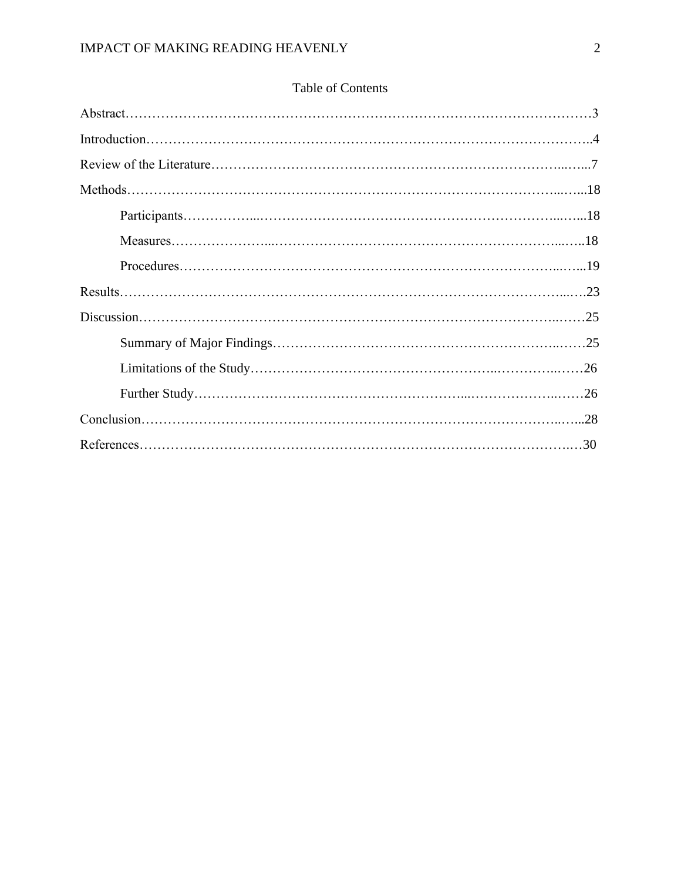Table of Contents

Abstract……………………………………………………………………………………………3

Introduction………………………………………………………………………………………..4

Review of the Literature…………………………………………………………………...…...7

Methods……………………………………………………………………………………..…...18

Participants……………...…………………………………………………………...…...18

Measures…………………...……………………………………………………...…..18

Procedures……………………………………………………………………………...…...19

Results……………………………………………………………………………………...…23

Discussion……………………………………………………………………………..……25

Summary of Major Findings……………………………………………………………..……25

Limitations of the Study……………………………………………..…………..……26

Further Study…………………………………………………...…………………..……26

Conclusion……………………………………………………………………………..…...28

References…………………………………………………………………………………..…30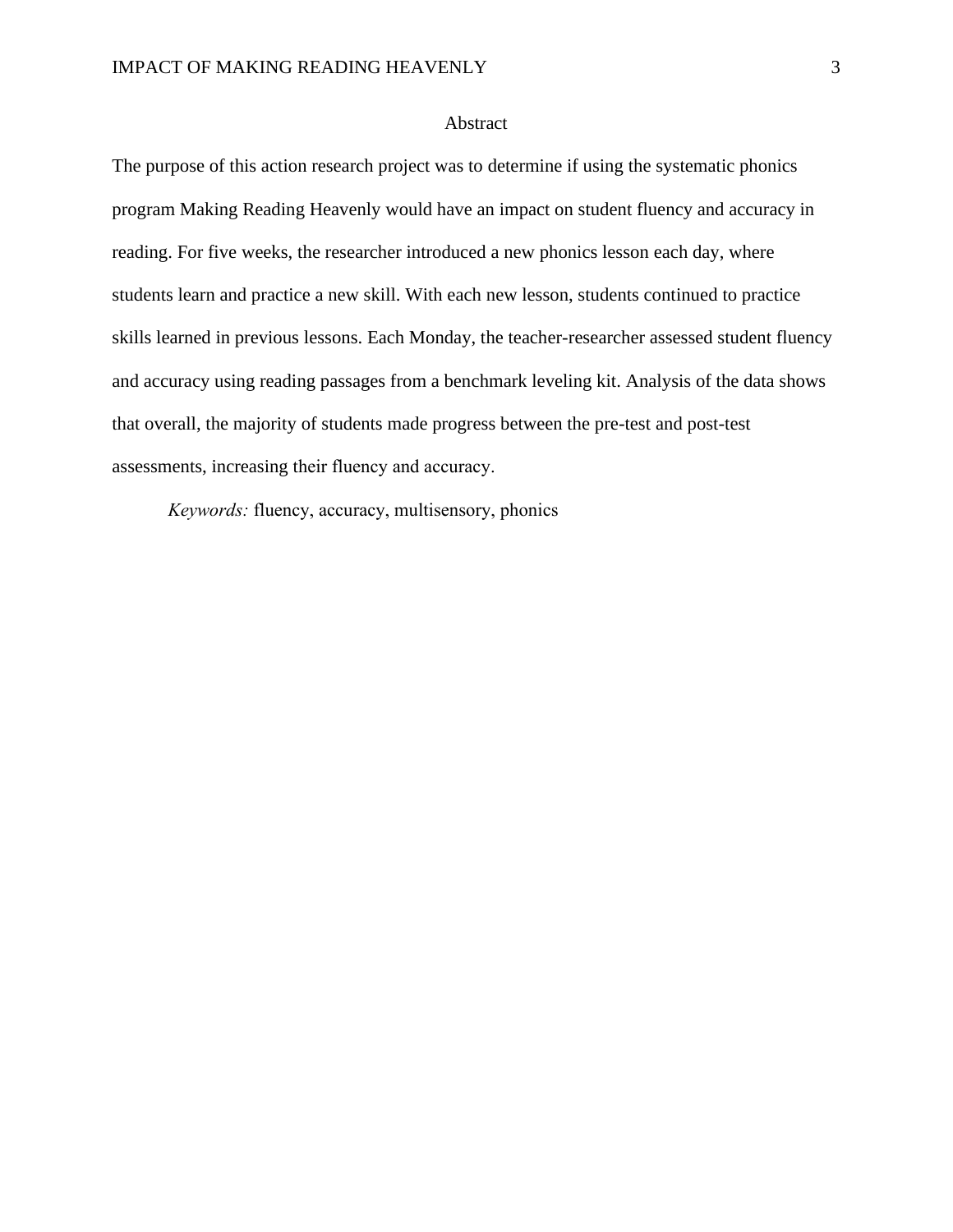## Abstract

The purpose of this action research project was to determine if using the systematic phonics program Making Reading Heavenly would have an impact on student fluency and accuracy in reading. For five weeks, the researcher introduced a new phonics lesson each day, where students learn and practice a new skill. With each new lesson, students continued to practice skills learned in previous lessons. Each Monday, the teacher-researcher assessed student fluency and accuracy using reading passages from a benchmark leveling kit. Analysis of the data shows that overall, the majority of students made progress between the pre-test and post-test assessments, increasing their fluency and accuracy.

*Keywords:* fluency, accuracy, multisensory, phonics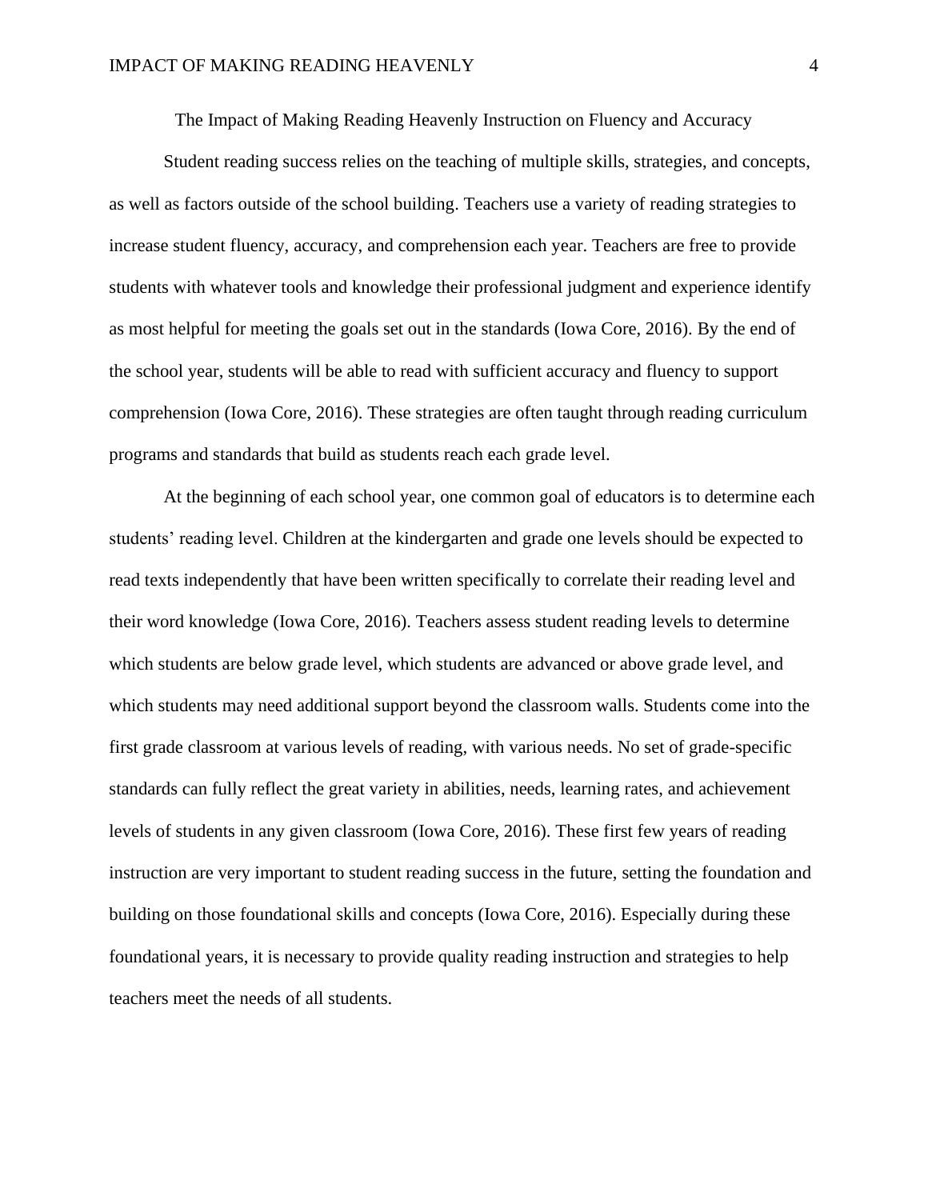# The Impact of Making Reading Heavenly Instruction on Fluency and Accuracy

Student reading success relies on the teaching of multiple skills, strategies, and concepts, as well as factors outside of the school building. Teachers use a variety of reading strategies to increase student fluency, accuracy, and comprehension each year. Teachers are free to provide students with whatever tools and knowledge their professional judgment and experience identify as most helpful for meeting the goals set out in the standards (Iowa Core, 2016). By the end of the school year, students will be able to read with sufficient accuracy and fluency to support comprehension (Iowa Core, 2016). These strategies are often taught through reading curriculum programs and standards that build as students reach each grade level.

At the beginning of each school year, one common goal of educators is to determine each students' reading level. Children at the kindergarten and grade one levels should be expected to read texts independently that have been written specifically to correlate their reading level and their word knowledge (Iowa Core, 2016). Teachers assess student reading levels to determine which students are below grade level, which students are advanced or above grade level, and which students may need additional support beyond the classroom walls. Students come into the first grade classroom at various levels of reading, with various needs. No set of grade-specific standards can fully reflect the great variety in abilities, needs, learning rates, and achievement levels of students in any given classroom (Iowa Core, 2016). These first few years of reading instruction are very important to student reading success in the future, setting the foundation and building on those foundational skills and concepts (Iowa Core, 2016). Especially during these foundational years, it is necessary to provide quality reading instruction and strategies to help teachers meet the needs of all students.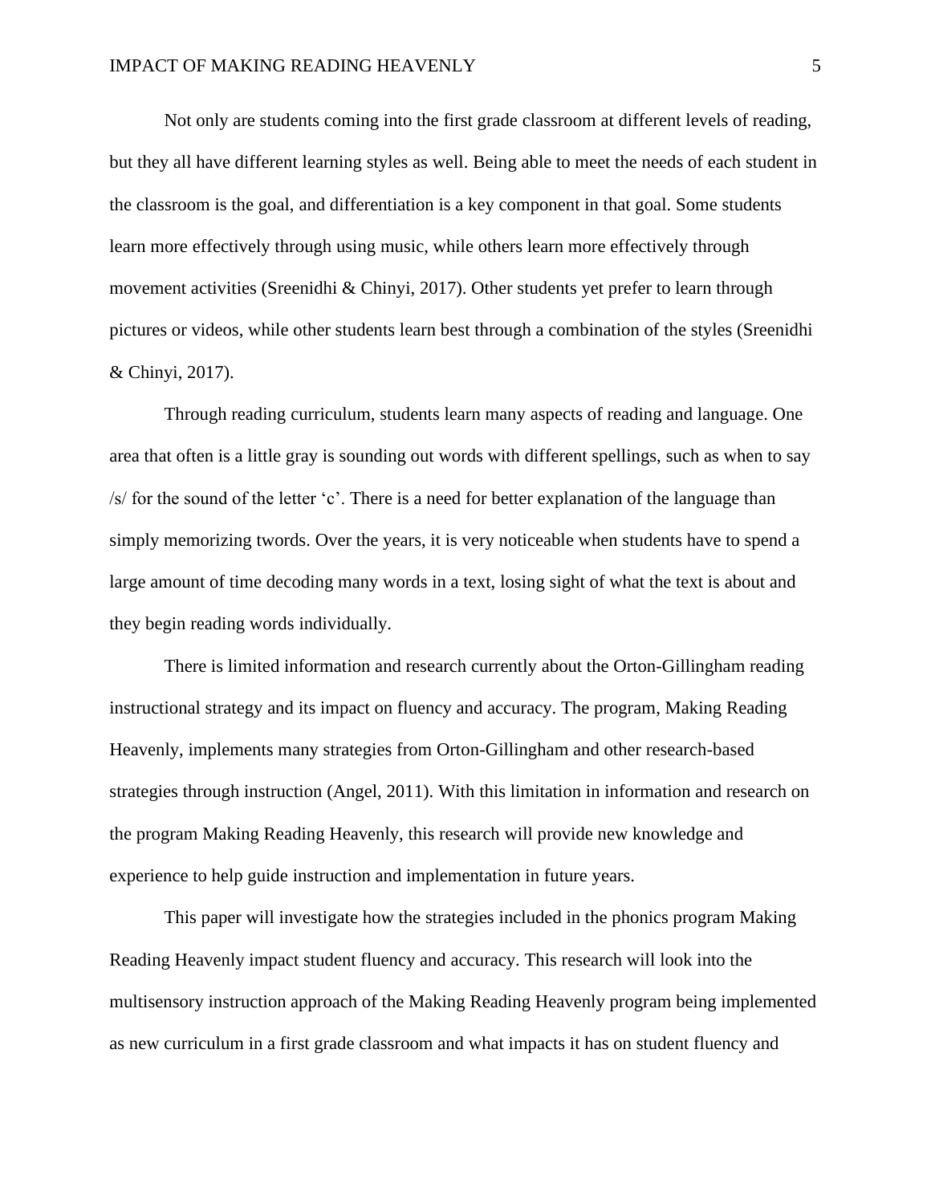Not only are students coming into the first grade classroom at different levels of reading, but they all have different learning styles as well. Being able to meet the needs of each student in the classroom is the goal, and differentiation is a key component in that goal. Some students learn more effectively through using music, while others learn more effectively through movement activities (Sreenidhi & Chinyi, 2017). Other students yet prefer to learn through pictures or videos, while other students learn best through a combination of the styles (Sreenidhi & Chinyi, 2017).

Through reading curriculum, students learn many aspects of reading and language. One area that often is a little gray is sounding out words with different spellings, such as when to say /s/ for the sound of the letter 'c'. There is a need for better explanation of the language than simply memorizing twords. Over the years, it is very noticeable when students have to spend a large amount of time decoding many words in a text, losing sight of what the text is about and they begin reading words individually.

There is limited information and research currently about the Orton-Gillingham reading instructional strategy and its impact on fluency and accuracy. The program, Making Reading Heavenly, implements many strategies from Orton-Gillingham and other research-based strategies through instruction (Angel, 2011). With this limitation in information and research on the program Making Reading Heavenly, this research will provide new knowledge and experience to help guide instruction and implementation in future years.

This paper will investigate how the strategies included in the phonics program Making Reading Heavenly impact student fluency and accuracy. This research will look into the multisensory instruction approach of the Making Reading Heavenly program being implemented as new curriculum in a first grade classroom and what impacts it has on student fluency and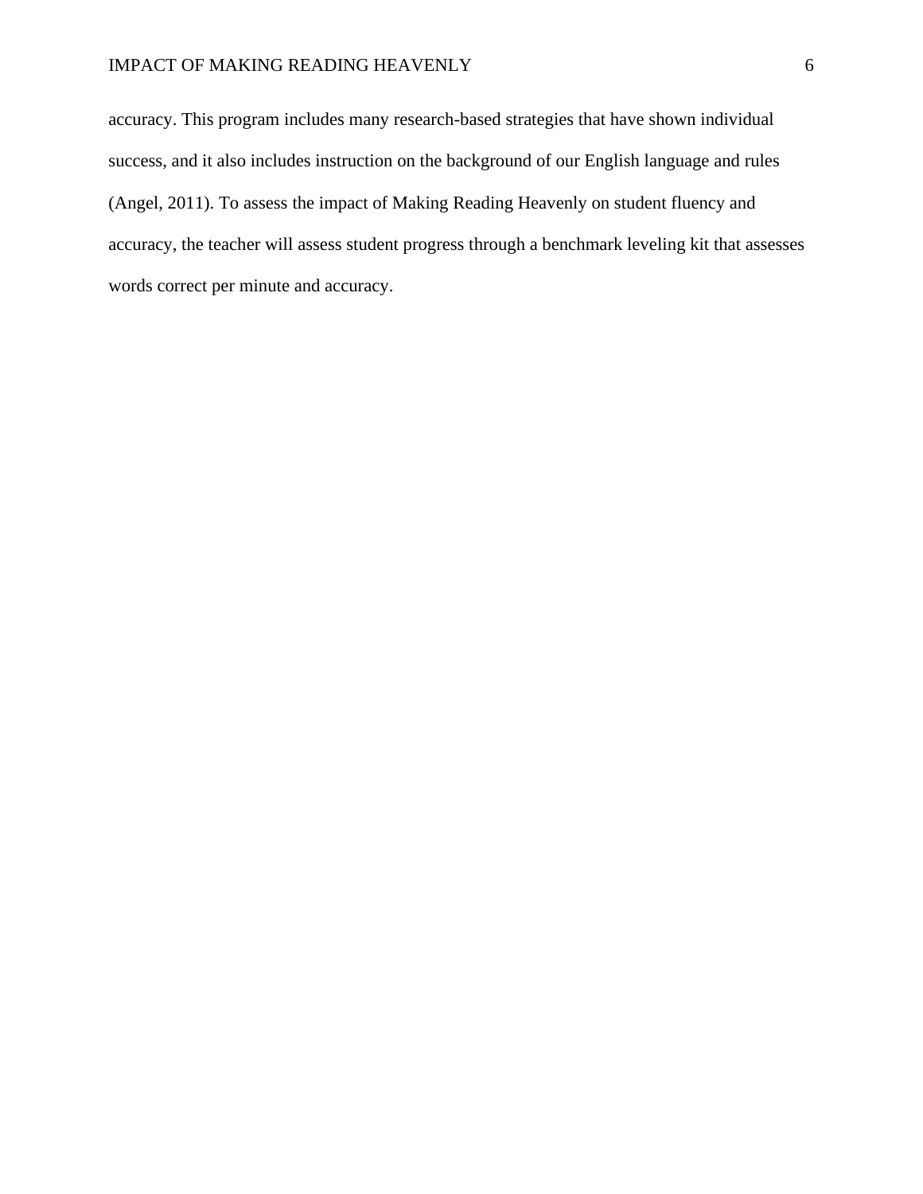accuracy. This program includes many research-based strategies that have shown individual success, and it also includes instruction on the background of our English language and rules (Angel, 2011). To assess the impact of Making Reading Heavenly on student fluency and accuracy, the teacher will assess student progress through a benchmark leveling kit that assesses words correct per minute and accuracy.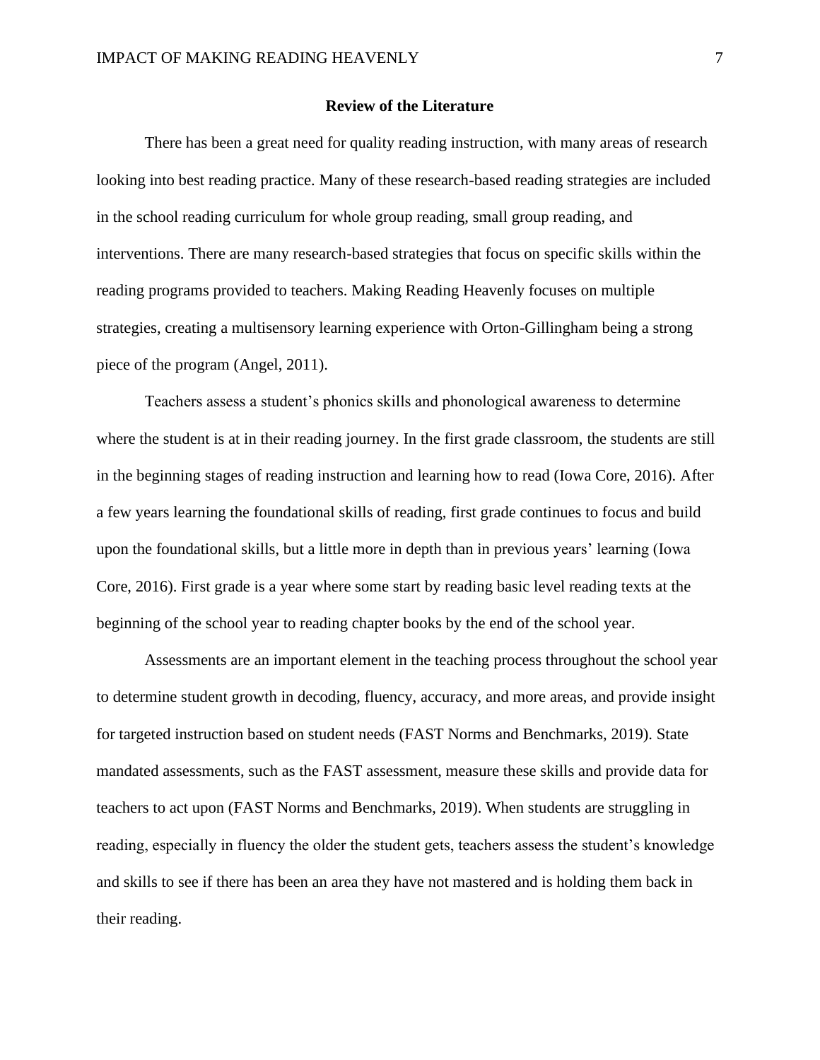## Review of the Literature

There has been a great need for quality reading instruction, with many areas of research looking into best reading practice. Many of these research-based reading strategies are included in the school reading curriculum for whole group reading, small group reading, and interventions. There are many research-based strategies that focus on specific skills within the reading programs provided to teachers. Making Reading Heavenly focuses on multiple strategies, creating a multisensory learning experience with Orton-Gillingham being a strong piece of the program (Angel, 2011).

Teachers assess a student's phonics skills and phonological awareness to determine where the student is at in their reading journey. In the first grade classroom, the students are still in the beginning stages of reading instruction and learning how to read (Iowa Core, 2016). After a few years learning the foundational skills of reading, first grade continues to focus and build upon the foundational skills, but a little more in depth than in previous years' learning (Iowa Core, 2016). First grade is a year where some start by reading basic level reading texts at the beginning of the school year to reading chapter books by the end of the school year.

Assessments are an important element in the teaching process throughout the school year to determine student growth in decoding, fluency, accuracy, and more areas, and provide insight for targeted instruction based on student needs (FAST Norms and Benchmarks, 2019). State mandated assessments, such as the FAST assessment, measure these skills and provide data for teachers to act upon (FAST Norms and Benchmarks, 2019). When students are struggling in reading, especially in fluency the older the student gets, teachers assess the student's knowledge and skills to see if there has been an area they have not mastered and is holding them back in their reading.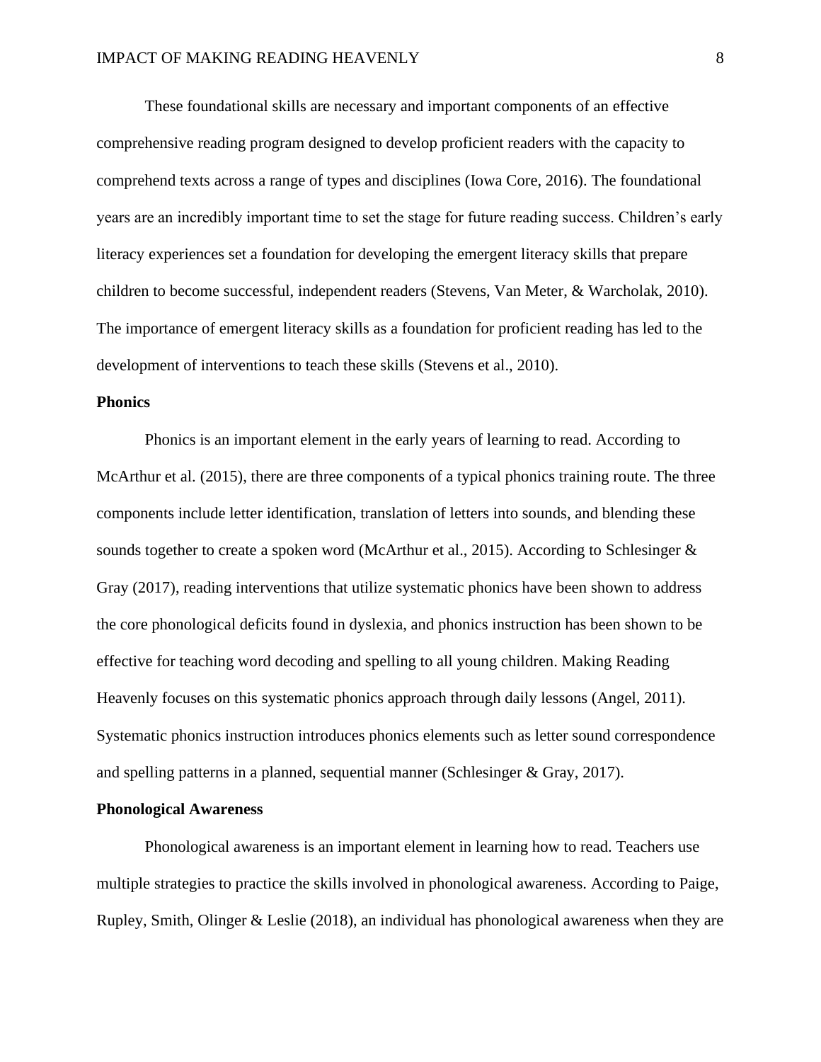These foundational skills are necessary and important components of an effective comprehensive reading program designed to develop proficient readers with the capacity to comprehend texts across a range of types and disciplines (Iowa Core, 2016). The foundational years are an incredibly important time to set the stage for future reading success. Children's early literacy experiences set a foundation for developing the emergent literacy skills that prepare children to become successful, independent readers (Stevens, Van Meter, & Warcholak, 2010). The importance of emergent literacy skills as a foundation for proficient reading has led to the development of interventions to teach these skills (Stevens et al., 2010).

**Phonics**

Phonics is an important element in the early years of learning to read. According to McArthur et al. (2015), there are three components of a typical phonics training route. The three components include letter identification, translation of letters into sounds, and blending these sounds together to create a spoken word (McArthur et al., 2015). According to Schlesinger & Gray (2017), reading interventions that utilize systematic phonics have been shown to address the core phonological deficits found in dyslexia, and phonics instruction has been shown to be effective for teaching word decoding and spelling to all young children. Making Reading Heavenly focuses on this systematic phonics approach through daily lessons (Angel, 2011). Systematic phonics instruction introduces phonics elements such as letter sound correspondence and spelling patterns in a planned, sequential manner (Schlesinger & Gray, 2017).

**Phonological Awareness**

Phonological awareness is an important element in learning how to read. Teachers use multiple strategies to practice the skills involved in phonological awareness. According to Paige, Rupley, Smith, Olinger & Leslie (2018), an individual has phonological awareness when they are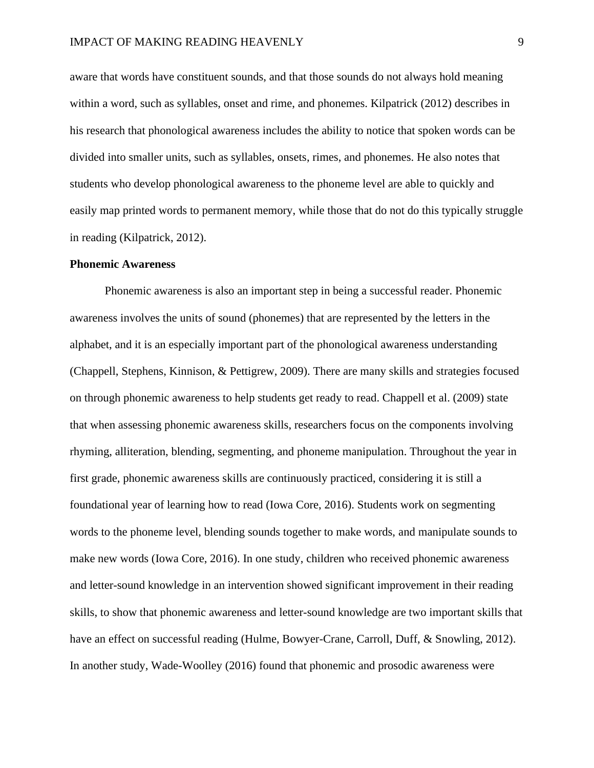aware that words have constituent sounds, and that those sounds do not always hold meaning within a word, such as syllables, onset and rime, and phonemes. Kilpatrick (2012) describes in his research that phonological awareness includes the ability to notice that spoken words can be divided into smaller units, such as syllables, onsets, rimes, and phonemes. He also notes that students who develop phonological awareness to the phoneme level are able to quickly and easily map printed words to permanent memory, while those that do not do this typically struggle in reading (Kilpatrick, 2012).

**Phonemic Awareness**

Phonemic awareness is also an important step in being a successful reader. Phonemic awareness involves the units of sound (phonemes) that are represented by the letters in the alphabet, and it is an especially important part of the phonological awareness understanding (Chappell, Stephens, Kinnison, & Pettigrew, 2009). There are many skills and strategies focused on through phonemic awareness to help students get ready to read. Chappell et al. (2009) state that when assessing phonemic awareness skills, researchers focus on the components involving rhyming, alliteration, blending, segmenting, and phoneme manipulation. Throughout the year in first grade, phonemic awareness skills are continuously practiced, considering it is still a foundational year of learning how to read (Iowa Core, 2016). Students work on segmenting words to the phoneme level, blending sounds together to make words, and manipulate sounds to make new words (Iowa Core, 2016). In one study, children who received phonemic awareness and letter-sound knowledge in an intervention showed significant improvement in their reading skills, to show that phonemic awareness and letter-sound knowledge are two important skills that have an effect on successful reading (Hulme, Bowyer-Crane, Carroll, Duff, & Snowling, 2012). In another study, Wade-Woolley (2016) found that phonemic and prosodic awareness were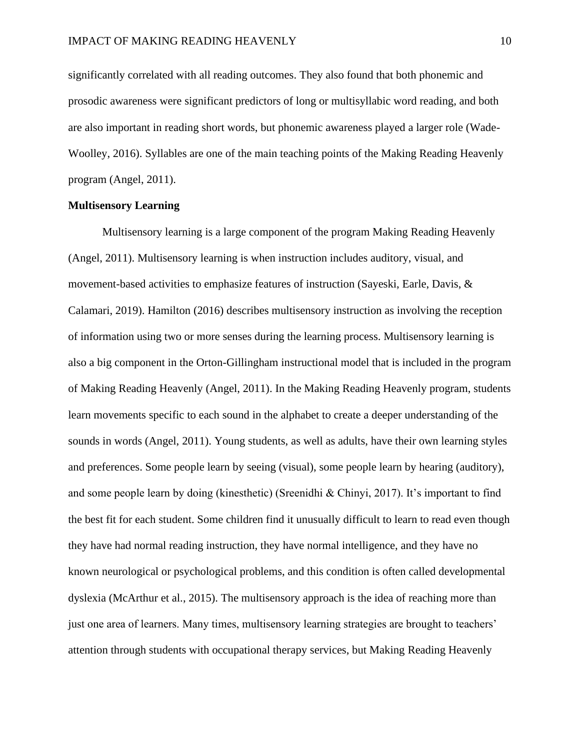significantly correlated with all reading outcomes. They also found that both phonemic and prosodic awareness were significant predictors of long or multisyllabic word reading, and both are also important in reading short words, but phonemic awareness played a larger role (Wade-Woolley, 2016). Syllables are one of the main teaching points of the Making Reading Heavenly program (Angel, 2011).

### Multisensory Learning

Multisensory learning is a large component of the program Making Reading Heavenly (Angel, 2011). Multisensory learning is when instruction includes auditory, visual, and movement-based activities to emphasize features of instruction (Sayeski, Earle, Davis, & Calamari, 2019). Hamilton (2016) describes multisensory instruction as involving the reception of information using two or more senses during the learning process. Multisensory learning is also a big component in the Orton-Gillingham instructional model that is included in the program of Making Reading Heavenly (Angel, 2011). In the Making Reading Heavenly program, students learn movements specific to each sound in the alphabet to create a deeper understanding of the sounds in words (Angel, 2011). Young students, as well as adults, have their own learning styles and preferences. Some people learn by seeing (visual), some people learn by hearing (auditory), and some people learn by doing (kinesthetic) (Sreenidhi & Chinyi, 2017). It's important to find the best fit for each student. Some children find it unusually difficult to learn to read even though they have had normal reading instruction, they have normal intelligence, and they have no known neurological or psychological problems, and this condition is often called developmental dyslexia (McArthur et al., 2015). The multisensory approach is the idea of reaching more than just one area of learners. Many times, multisensory learning strategies are brought to teachers' attention through students with occupational therapy services, but Making Reading Heavenly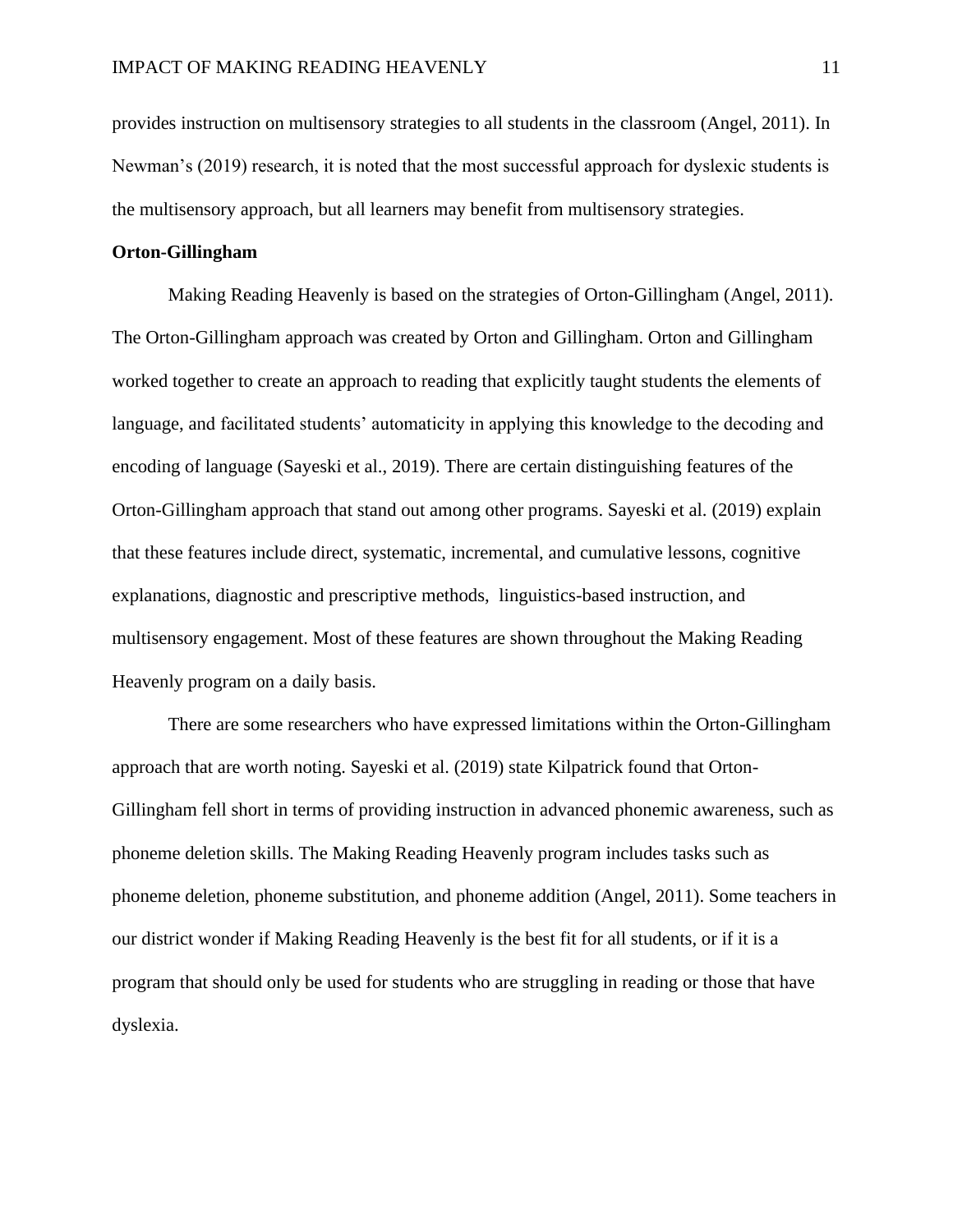provides instruction on multisensory strategies to all students in the classroom (Angel, 2011). In Newman's (2019) research, it is noted that the most successful approach for dyslexic students is the multisensory approach, but all learners may benefit from multisensory strategies.

## Orton-Gillingham

Making Reading Heavenly is based on the strategies of Orton-Gillingham (Angel, 2011). The Orton-Gillingham approach was created by Orton and Gillingham. Orton and Gillingham worked together to create an approach to reading that explicitly taught students the elements of language, and facilitated students' automaticity in applying this knowledge to the decoding and encoding of language (Sayeski et al., 2019). There are certain distinguishing features of the Orton-Gillingham approach that stand out among other programs. Sayeski et al. (2019) explain that these features include direct, systematic, incremental, and cumulative lessons, cognitive explanations, diagnostic and prescriptive methods, linguistics-based instruction, and multisensory engagement. Most of these features are shown throughout the Making Reading Heavenly program on a daily basis.

There are some researchers who have expressed limitations within the Orton-Gillingham approach that are worth noting. Sayeski et al. (2019) state Kilpatrick found that Orton-Gillingham fell short in terms of providing instruction in advanced phonemic awareness, such as phoneme deletion skills. The Making Reading Heavenly program includes tasks such as phoneme deletion, phoneme substitution, and phoneme addition (Angel, 2011). Some teachers in our district wonder if Making Reading Heavenly is the best fit for all students, or if it is a program that should only be used for students who are struggling in reading or those that have dyslexia.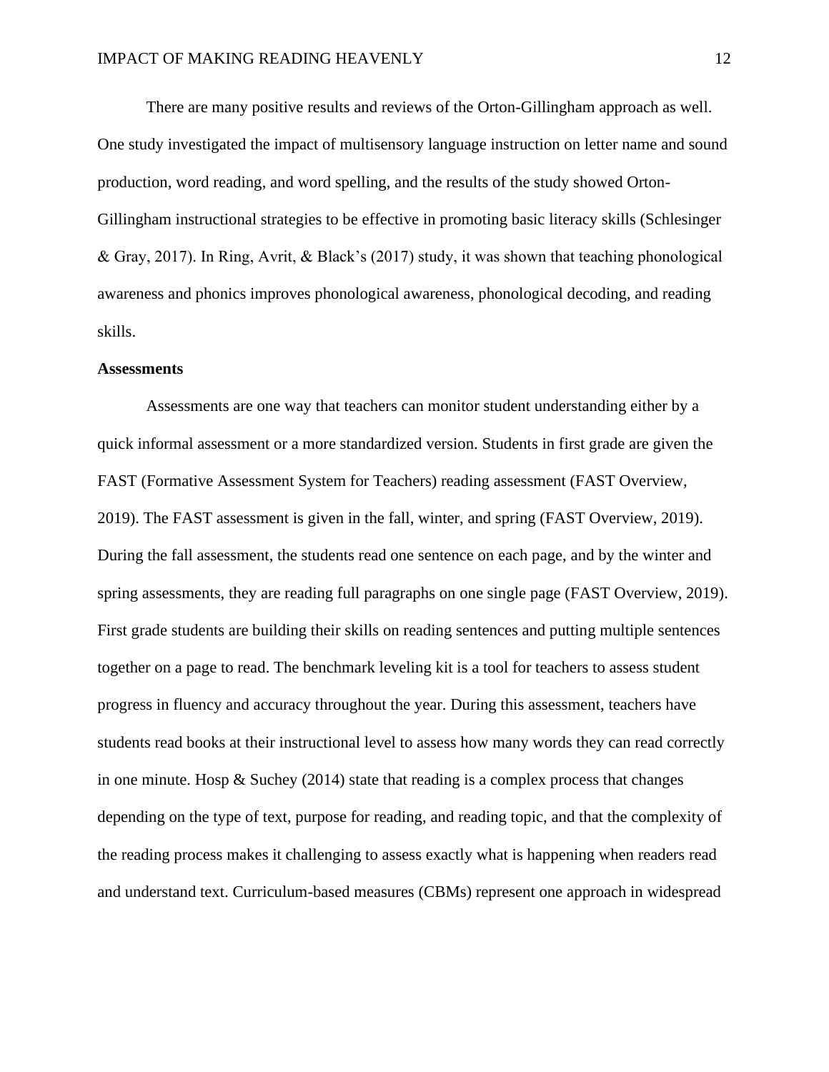There are many positive results and reviews of the Orton-Gillingham approach as well. One study investigated the impact of multisensory language instruction on letter name and sound production, word reading, and word spelling, and the results of the study showed Orton-Gillingham instructional strategies to be effective in promoting basic literacy skills (Schlesinger & Gray, 2017). In Ring, Avrit, & Black's (2017) study, it was shown that teaching phonological awareness and phonics improves phonological awareness, phonological decoding, and reading skills.

**Assessments**

Assessments are one way that teachers can monitor student understanding either by a quick informal assessment or a more standardized version. Students in first grade are given the FAST (Formative Assessment System for Teachers) reading assessment (FAST Overview, 2019). The FAST assessment is given in the fall, winter, and spring (FAST Overview, 2019). During the fall assessment, the students read one sentence on each page, and by the winter and spring assessments, they are reading full paragraphs on one single page (FAST Overview, 2019). First grade students are building their skills on reading sentences and putting multiple sentences together on a page to read. The benchmark leveling kit is a tool for teachers to assess student progress in fluency and accuracy throughout the year. During this assessment, teachers have students read books at their instructional level to assess how many words they can read correctly in one minute. Hosp & Suchey (2014) state that reading is a complex process that changes depending on the type of text, purpose for reading, and reading topic, and that the complexity of the reading process makes it challenging to assess exactly what is happening when readers read and understand text. Curriculum-based measures (CBMs) represent one approach in widespread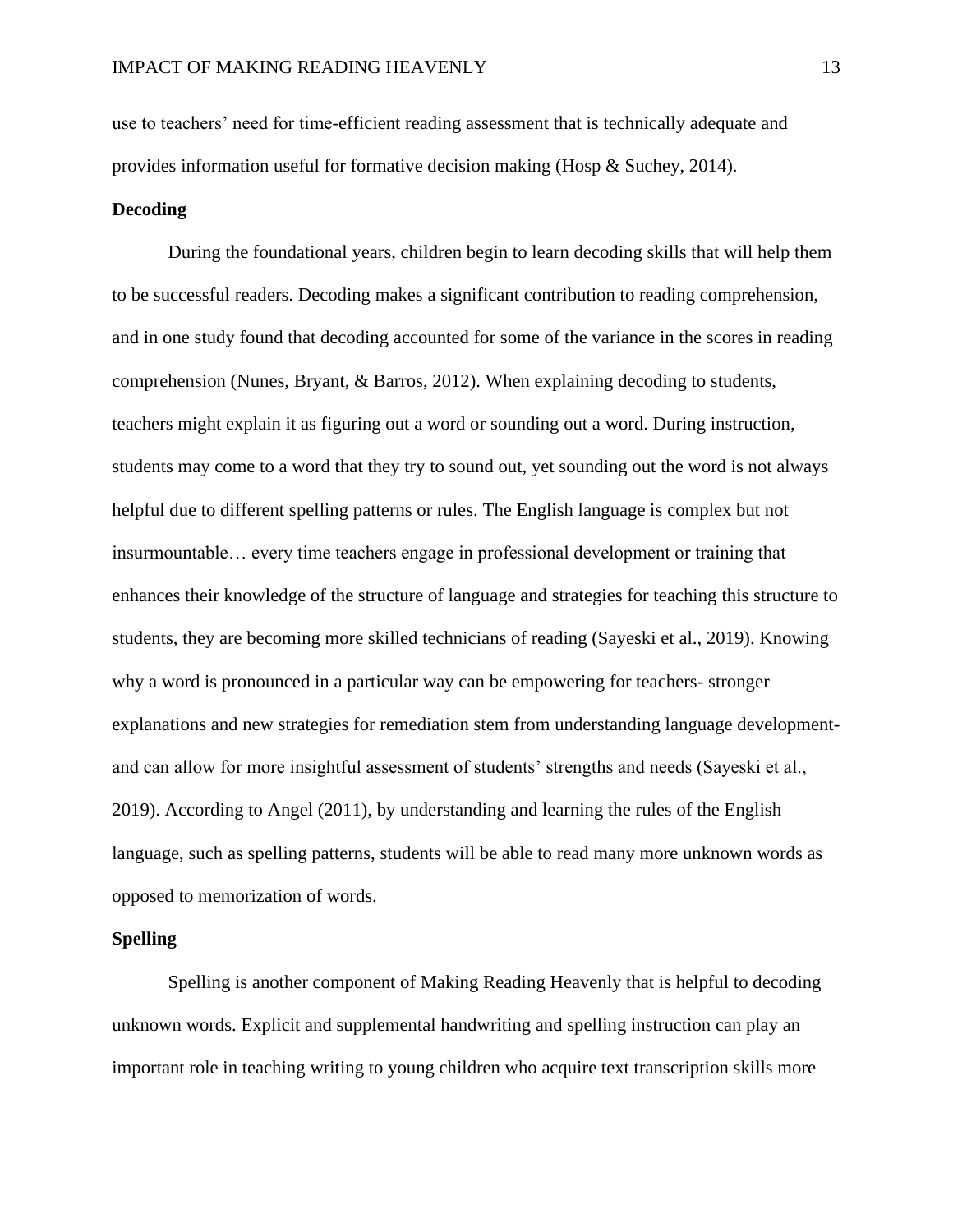use to teachers' need for time-efficient reading assessment that is technically adequate and provides information useful for formative decision making (Hosp & Suchey, 2014).

**Decoding**

During the foundational years, children begin to learn decoding skills that will help them to be successful readers. Decoding makes a significant contribution to reading comprehension, and in one study found that decoding accounted for some of the variance in the scores in reading comprehension (Nunes, Bryant, & Barros, 2012). When explaining decoding to students, teachers might explain it as figuring out a word or sounding out a word. During instruction, students may come to a word that they try to sound out, yet sounding out the word is not always helpful due to different spelling patterns or rules. The English language is complex but not insurmountable… every time teachers engage in professional development or training that enhances their knowledge of the structure of language and strategies for teaching this structure to students, they are becoming more skilled technicians of reading (Sayeski et al., 2019). Knowing why a word is pronounced in a particular way can be empowering for teachers- stronger explanations and new strategies for remediation stem from understanding language development- and can allow for more insightful assessment of students' strengths and needs (Sayeski et al., 2019). According to Angel (2011), by understanding and learning the rules of the English language, such as spelling patterns, students will be able to read many more unknown words as opposed to memorization of words.

**Spelling**

Spelling is another component of Making Reading Heavenly that is helpful to decoding unknown words. Explicit and supplemental handwriting and spelling instruction can play an important role in teaching writing to young children who acquire text transcription skills more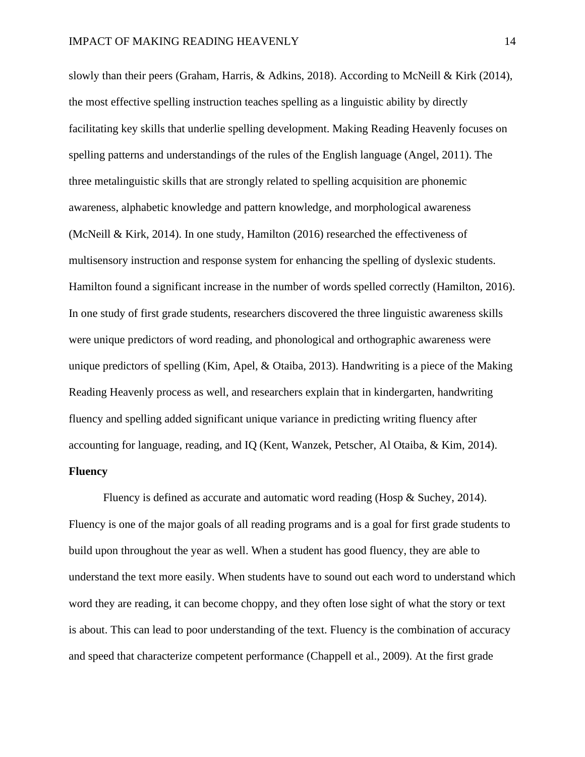slowly than their peers (Graham, Harris, & Adkins, 2018). According to McNeill & Kirk (2014), the most effective spelling instruction teaches spelling as a linguistic ability by directly facilitating key skills that underlie spelling development. Making Reading Heavenly focuses on spelling patterns and understandings of the rules of the English language (Angel, 2011). The three metalinguistic skills that are strongly related to spelling acquisition are phonemic awareness, alphabetic knowledge and pattern knowledge, and morphological awareness (McNeill & Kirk, 2014). In one study, Hamilton (2016) researched the effectiveness of multisensory instruction and response system for enhancing the spelling of dyslexic students. Hamilton found a significant increase in the number of words spelled correctly (Hamilton, 2016). In one study of first grade students, researchers discovered the three linguistic awareness skills were unique predictors of word reading, and phonological and orthographic awareness were unique predictors of spelling (Kim, Apel, & Otaiba, 2013). Handwriting is a piece of the Making Reading Heavenly process as well, and researchers explain that in kindergarten, handwriting fluency and spelling added significant unique variance in predicting writing fluency after accounting for language, reading, and IQ (Kent, Wanzek, Petscher, Al Otaiba, & Kim, 2014).

**Fluency**

Fluency is defined as accurate and automatic word reading (Hosp & Suchey, 2014). Fluency is one of the major goals of all reading programs and is a goal for first grade students to build upon throughout the year as well. When a student has good fluency, they are able to understand the text more easily. When students have to sound out each word to understand which word they are reading, it can become choppy, and they often lose sight of what the story or text is about. This can lead to poor understanding of the text. Fluency is the combination of accuracy and speed that characterize competent performance (Chappell et al., 2009). At the first grade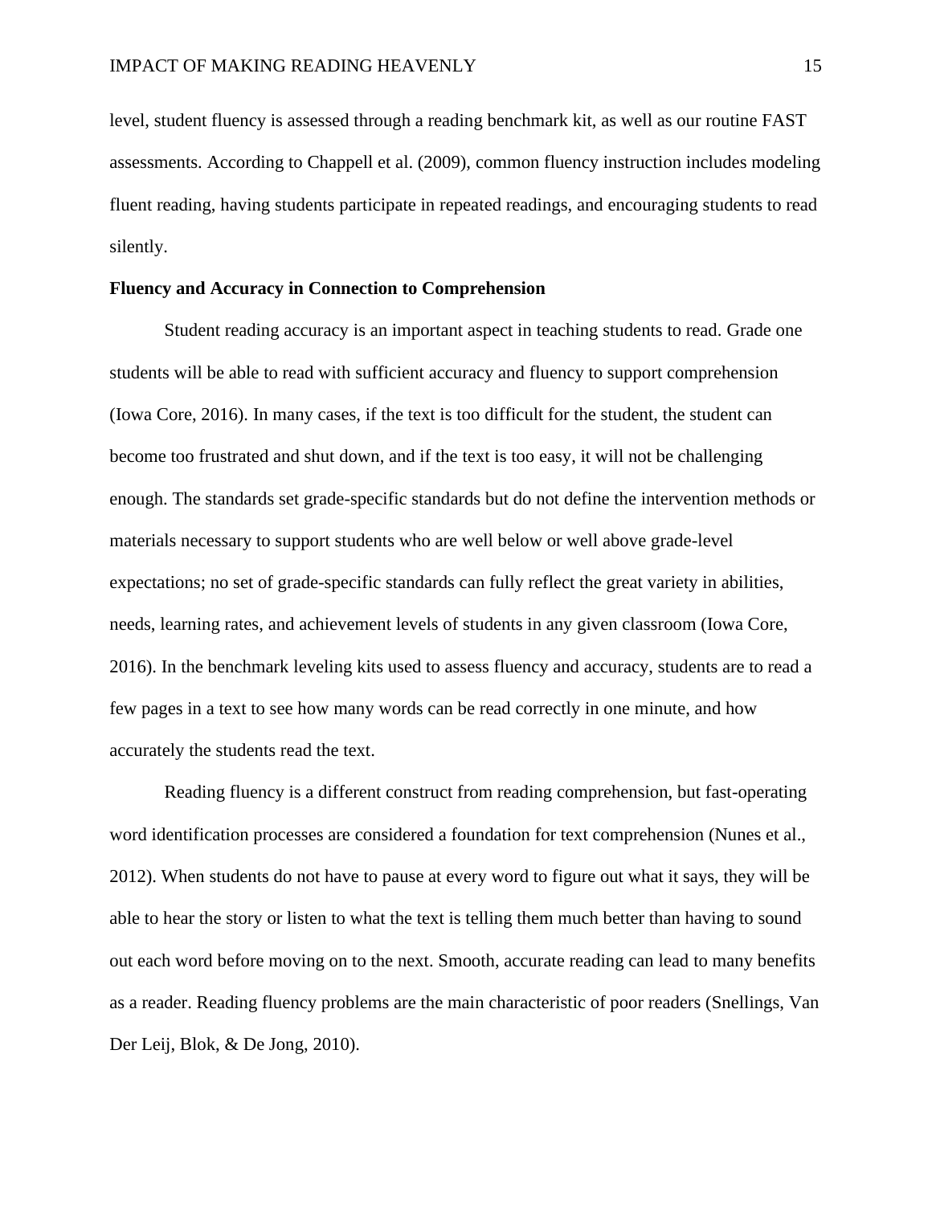level, student fluency is assessed through a reading benchmark kit, as well as our routine FAST assessments. According to Chappell et al. (2009), common fluency instruction includes modeling fluent reading, having students participate in repeated readings, and encouraging students to read silently.

**Fluency and Accuracy in Connection to Comprehension**

Student reading accuracy is an important aspect in teaching students to read. Grade one students will be able to read with sufficient accuracy and fluency to support comprehension (Iowa Core, 2016). In many cases, if the text is too difficult for the student, the student can become too frustrated and shut down, and if the text is too easy, it will not be challenging enough. The standards set grade-specific standards but do not define the intervention methods or materials necessary to support students who are well below or well above grade-level expectations; no set of grade-specific standards can fully reflect the great variety in abilities, needs, learning rates, and achievement levels of students in any given classroom (Iowa Core, 2016). In the benchmark leveling kits used to assess fluency and accuracy, students are to read a few pages in a text to see how many words can be read correctly in one minute, and how accurately the students read the text.

Reading fluency is a different construct from reading comprehension, but fast-operating word identification processes are considered a foundation for text comprehension (Nunes et al., 2012). When students do not have to pause at every word to figure out what it says, they will be able to hear the story or listen to what the text is telling them much better than having to sound out each word before moving on to the next. Smooth, accurate reading can lead to many benefits as a reader. Reading fluency problems are the main characteristic of poor readers (Snellings, Van Der Leij, Blok, & De Jong, 2010).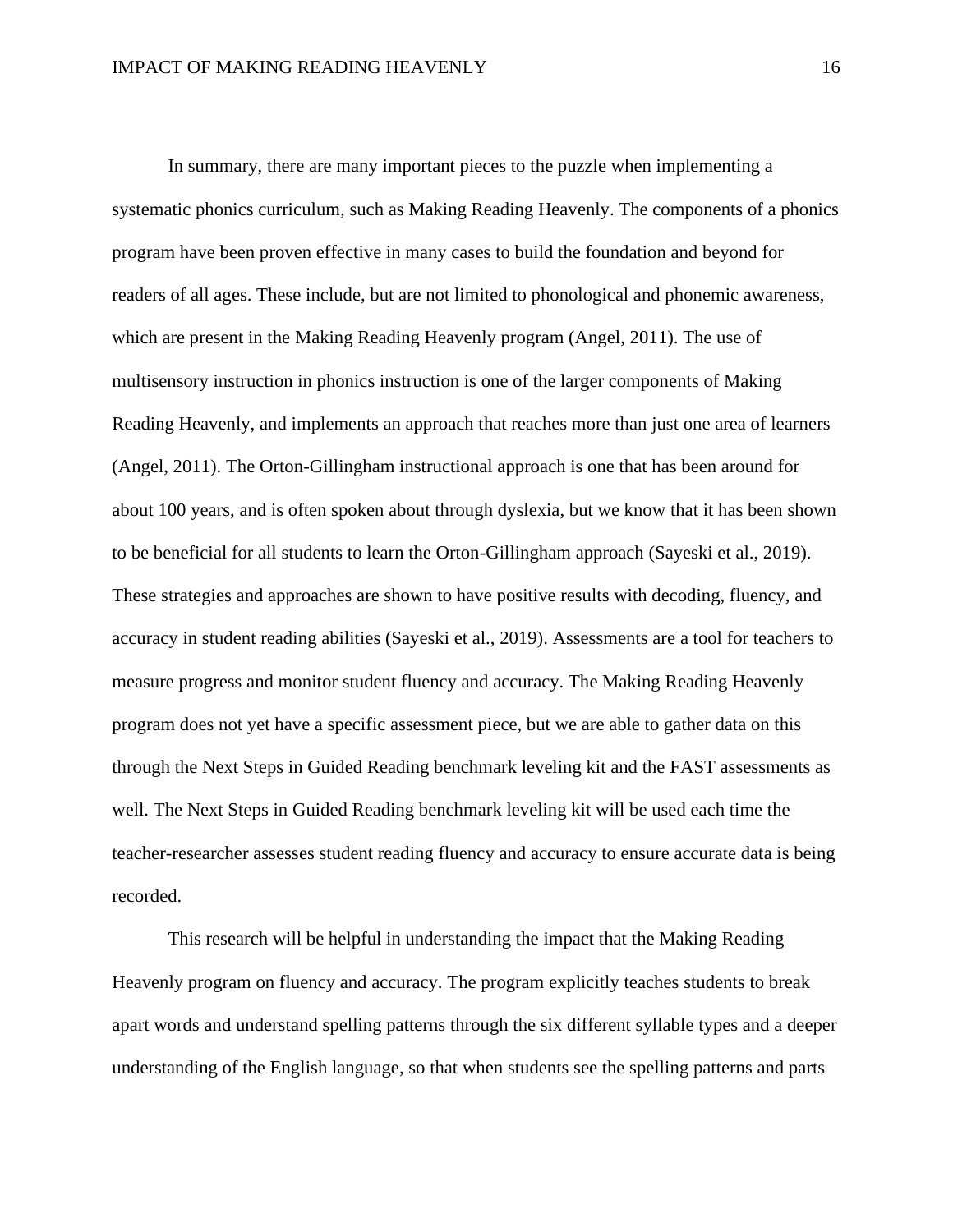In summary, there are many important pieces to the puzzle when implementing a systematic phonics curriculum, such as Making Reading Heavenly. The components of a phonics program have been proven effective in many cases to build the foundation and beyond for readers of all ages. These include, but are not limited to phonological and phonemic awareness, which are present in the Making Reading Heavenly program (Angel, 2011). The use of multisensory instruction in phonics instruction is one of the larger components of Making Reading Heavenly, and implements an approach that reaches more than just one area of learners (Angel, 2011). The Orton-Gillingham instructional approach is one that has been around for about 100 years, and is often spoken about through dyslexia, but we know that it has been shown to be beneficial for all students to learn the Orton-Gillingham approach (Sayeski et al., 2019). These strategies and approaches are shown to have positive results with decoding, fluency, and accuracy in student reading abilities (Sayeski et al., 2019). Assessments are a tool for teachers to measure progress and monitor student fluency and accuracy. The Making Reading Heavenly program does not yet have a specific assessment piece, but we are able to gather data on this through the Next Steps in Guided Reading benchmark leveling kit and the FAST assessments as well. The Next Steps in Guided Reading benchmark leveling kit will be used each time the teacher-researcher assesses student reading fluency and accuracy to ensure accurate data is being recorded.

This research will be helpful in understanding the impact that the Making Reading Heavenly program on fluency and accuracy. The program explicitly teaches students to break apart words and understand spelling patterns through the six different syllable types and a deeper understanding of the English language, so that when students see the spelling patterns and parts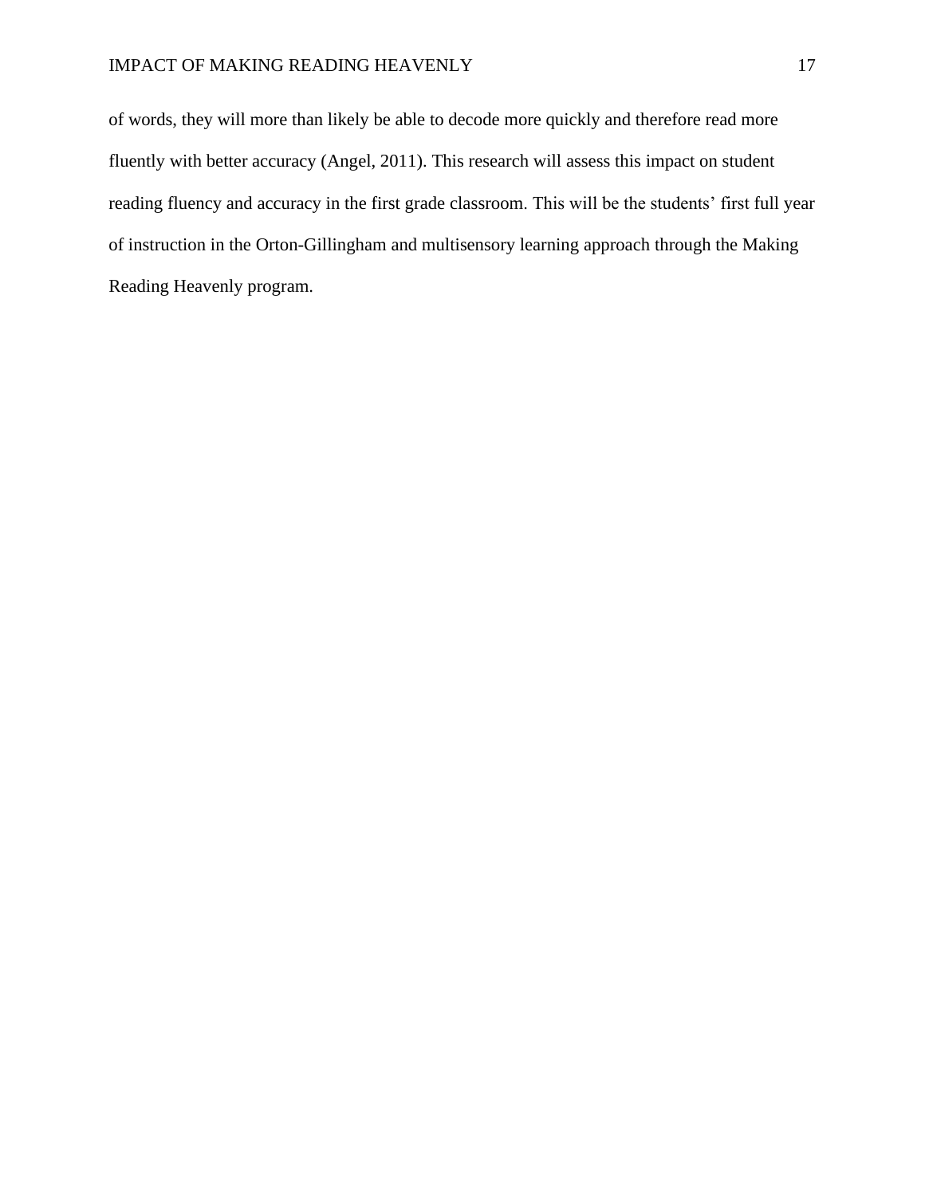of words, they will more than likely be able to decode more quickly and therefore read more fluently with better accuracy (Angel, 2011). This research will assess this impact on student reading fluency and accuracy in the first grade classroom. This will be the students' first full year of instruction in the Orton-Gillingham and multisensory learning approach through the Making Reading Heavenly program.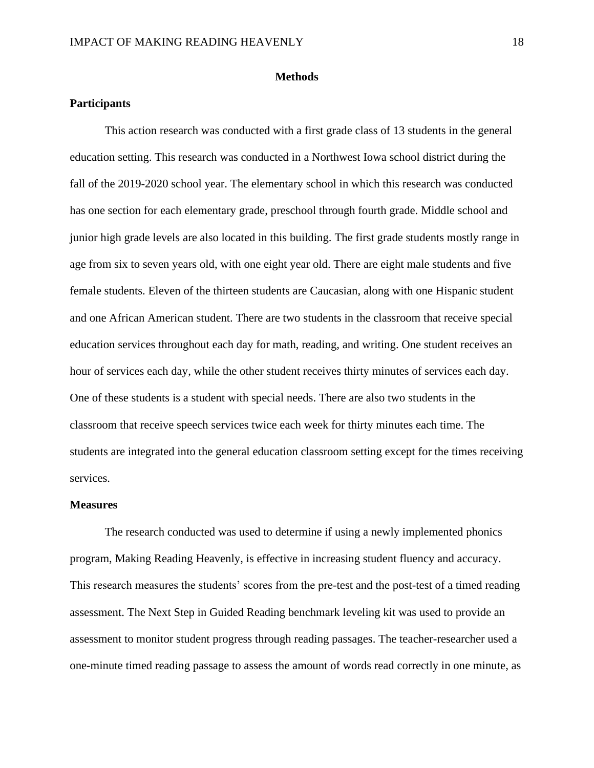## Methods

### Participants

This action research was conducted with a first grade class of 13 students in the general education setting. This research was conducted in a Northwest Iowa school district during the fall of the 2019-2020 school year. The elementary school in which this research was conducted has one section for each elementary grade, preschool through fourth grade. Middle school and junior high grade levels are also located in this building. The first grade students mostly range in age from six to seven years old, with one eight year old. There are eight male students and five female students. Eleven of the thirteen students are Caucasian, along with one Hispanic student and one African American student. There are two students in the classroom that receive special education services throughout each day for math, reading, and writing. One student receives an hour of services each day, while the other student receives thirty minutes of services each day. One of these students is a student with special needs. There are also two students in the classroom that receive speech services twice each week for thirty minutes each time. The students are integrated into the general education classroom setting except for the times receiving services.

### Measures

The research conducted was used to determine if using a newly implemented phonics program, Making Reading Heavenly, is effective in increasing student fluency and accuracy. This research measures the students' scores from the pre-test and the post-test of a timed reading assessment. The Next Step in Guided Reading benchmark leveling kit was used to provide an assessment to monitor student progress through reading passages. The teacher-researcher used a one-minute timed reading passage to assess the amount of words read correctly in one minute, as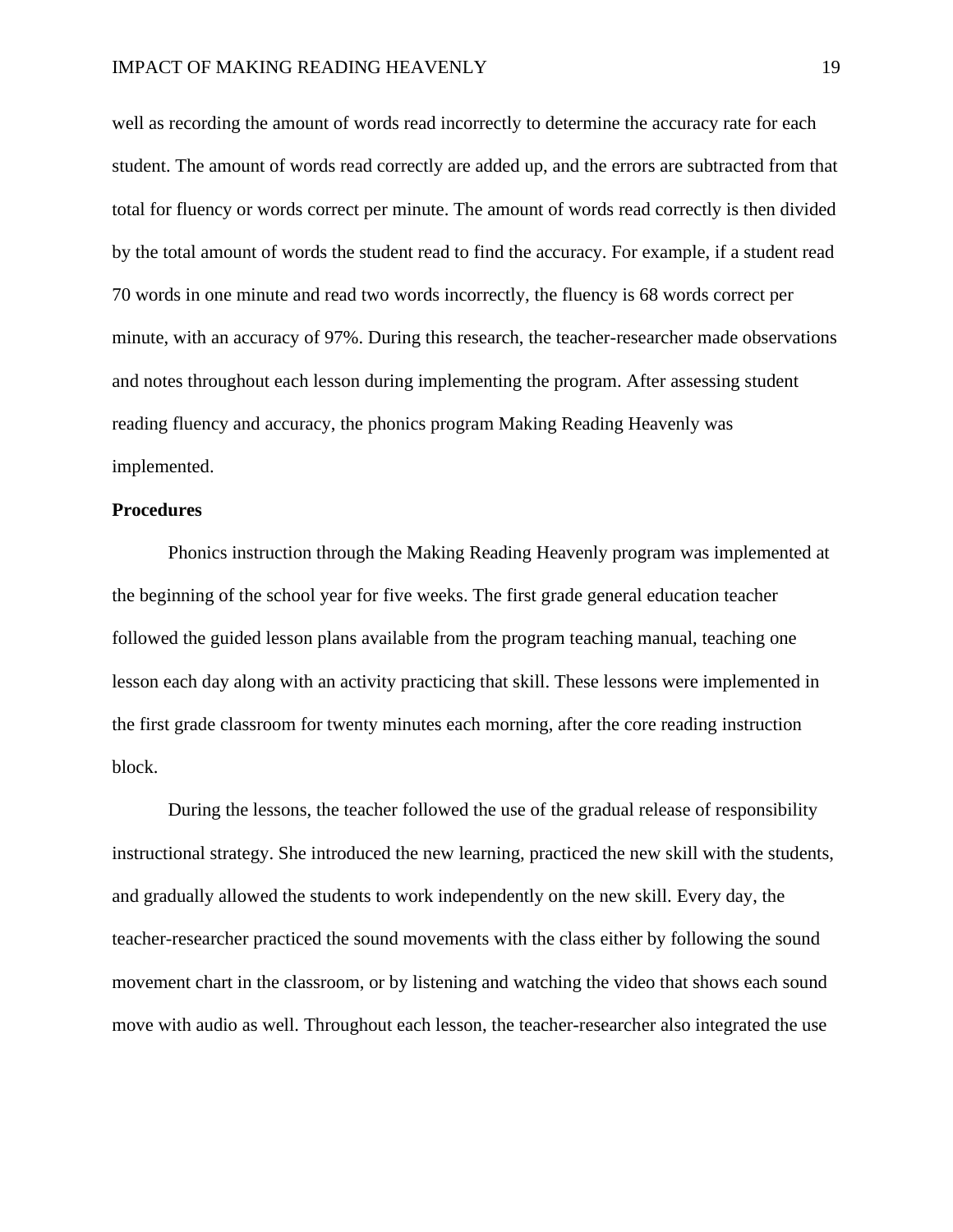well as recording the amount of words read incorrectly to determine the accuracy rate for each student. The amount of words read correctly are added up, and the errors are subtracted from that total for fluency or words correct per minute. The amount of words read correctly is then divided by the total amount of words the student read to find the accuracy. For example, if a student read 70 words in one minute and read two words incorrectly, the fluency is 68 words correct per minute, with an accuracy of 97%. During this research, the teacher-researcher made observations and notes throughout each lesson during implementing the program. After assessing student reading fluency and accuracy, the phonics program Making Reading Heavenly was implemented.

**Procedures**

Phonics instruction through the Making Reading Heavenly program was implemented at the beginning of the school year for five weeks. The first grade general education teacher followed the guided lesson plans available from the program teaching manual, teaching one lesson each day along with an activity practicing that skill. These lessons were implemented in the first grade classroom for twenty minutes each morning, after the core reading instruction block.

During the lessons, the teacher followed the use of the gradual release of responsibility instructional strategy. She introduced the new learning, practiced the new skill with the students, and gradually allowed the students to work independently on the new skill. Every day, the teacher-researcher practiced the sound movements with the class either by following the sound movement chart in the classroom, or by listening and watching the video that shows each sound move with audio as well. Throughout each lesson, the teacher-researcher also integrated the use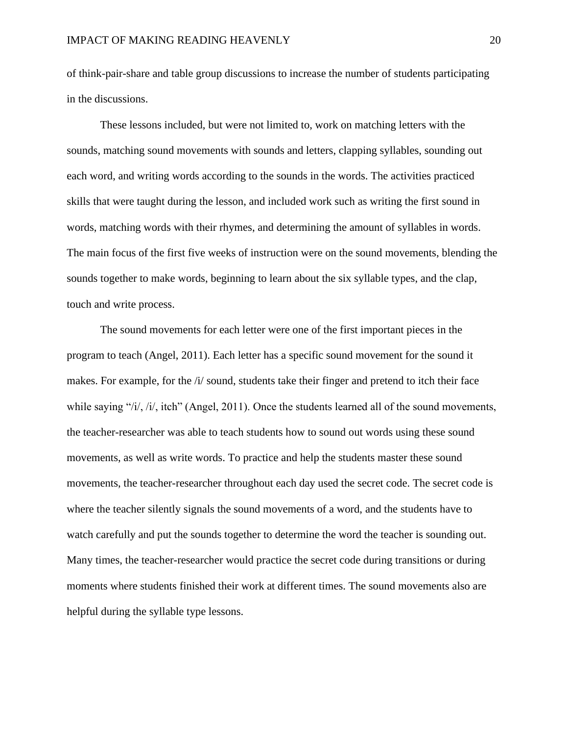of think-pair-share and table group discussions to increase the number of students participating in the discussions.

These lessons included, but were not limited to, work on matching letters with the sounds, matching sound movements with sounds and letters, clapping syllables, sounding out each word, and writing words according to the sounds in the words. The activities practiced skills that were taught during the lesson, and included work such as writing the first sound in words, matching words with their rhymes, and determining the amount of syllables in words. The main focus of the first five weeks of instruction were on the sound movements, blending the sounds together to make words, beginning to learn about the six syllable types, and the clap, touch and write process.

The sound movements for each letter were one of the first important pieces in the program to teach (Angel, 2011). Each letter has a specific sound movement for the sound it makes. For example, for the /i/ sound, students take their finger and pretend to itch their face while saying "/i/, /i/, itch" (Angel, 2011). Once the students learned all of the sound movements, the teacher-researcher was able to teach students how to sound out words using these sound movements, as well as write words. To practice and help the students master these sound movements, the teacher-researcher throughout each day used the secret code. The secret code is where the teacher silently signals the sound movements of a word, and the students have to watch carefully and put the sounds together to determine the word the teacher is sounding out. Many times, the teacher-researcher would practice the secret code during transitions or during moments where students finished their work at different times. The sound movements also are helpful during the syllable type lessons.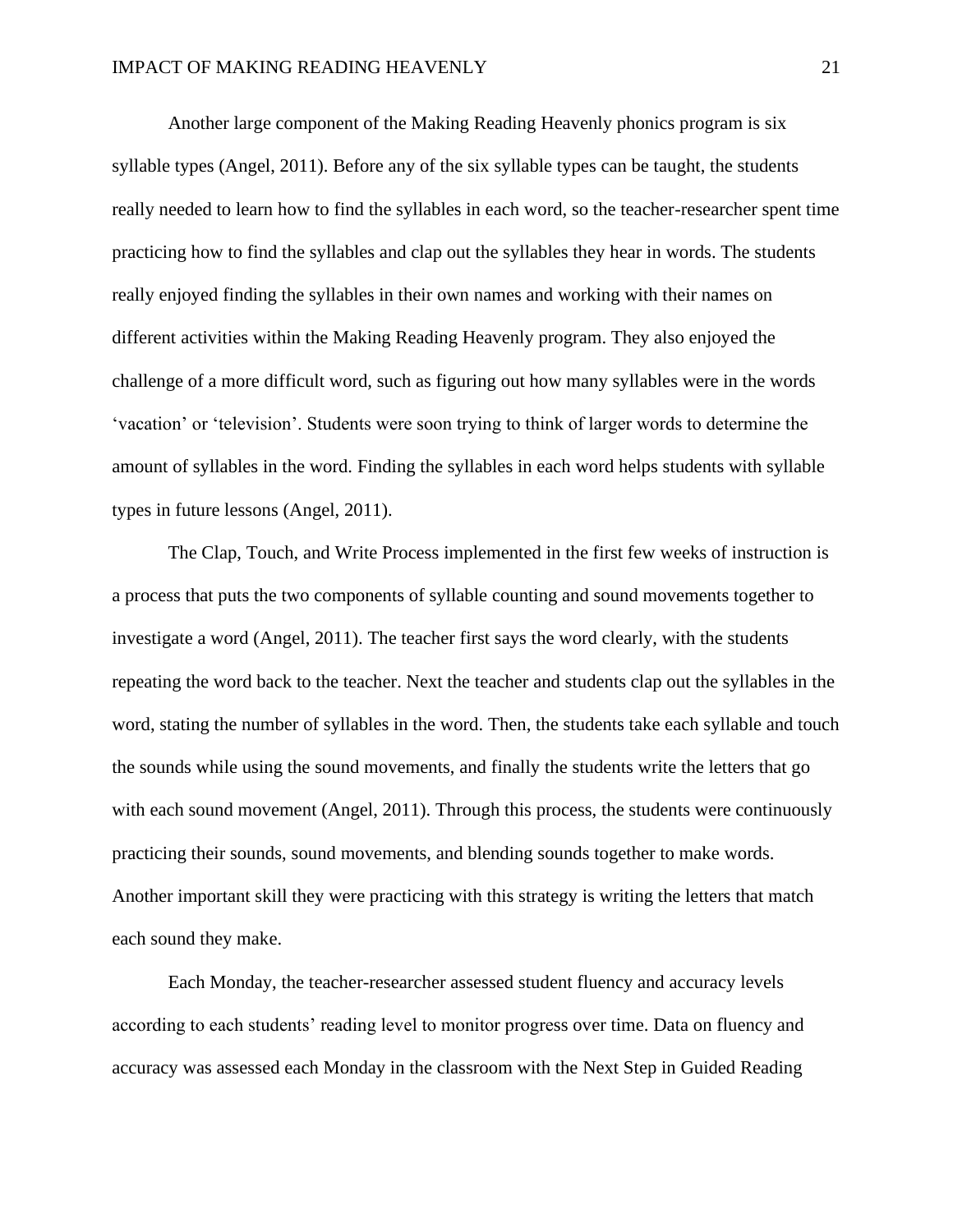Another large component of the Making Reading Heavenly phonics program is six syllable types (Angel, 2011). Before any of the six syllable types can be taught, the students really needed to learn how to find the syllables in each word, so the teacher-researcher spent time practicing how to find the syllables and clap out the syllables they hear in words. The students really enjoyed finding the syllables in their own names and working with their names on different activities within the Making Reading Heavenly program. They also enjoyed the challenge of a more difficult word, such as figuring out how many syllables were in the words 'vacation' or 'television'. Students were soon trying to think of larger words to determine the amount of syllables in the word. Finding the syllables in each word helps students with syllable types in future lessons (Angel, 2011).

The Clap, Touch, and Write Process implemented in the first few weeks of instruction is a process that puts the two components of syllable counting and sound movements together to investigate a word (Angel, 2011). The teacher first says the word clearly, with the students repeating the word back to the teacher. Next the teacher and students clap out the syllables in the word, stating the number of syllables in the word. Then, the students take each syllable and touch the sounds while using the sound movements, and finally the students write the letters that go with each sound movement (Angel, 2011). Through this process, the students were continuously practicing their sounds, sound movements, and blending sounds together to make words. Another important skill they were practicing with this strategy is writing the letters that match each sound they make.

Each Monday, the teacher-researcher assessed student fluency and accuracy levels according to each students' reading level to monitor progress over time. Data on fluency and accuracy was assessed each Monday in the classroom with the Next Step in Guided Reading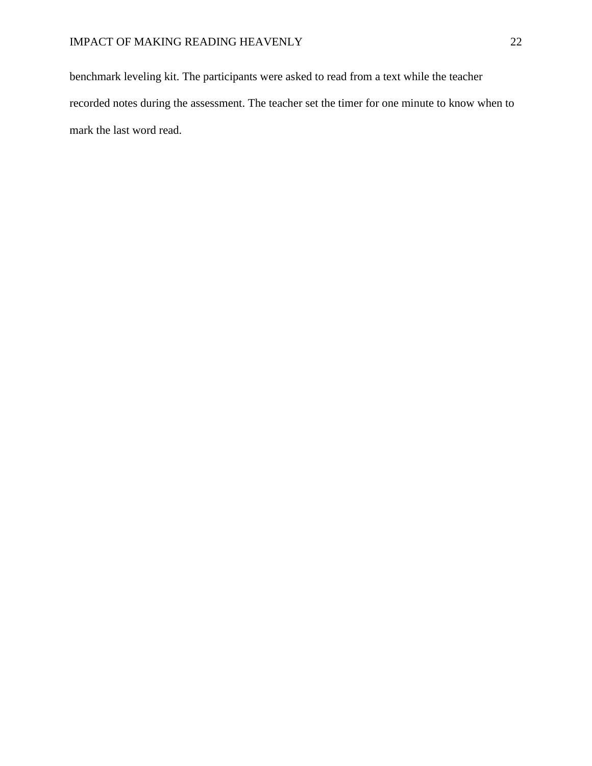benchmark leveling kit. The participants were asked to read from a text while the teacher recorded notes during the assessment. The teacher set the timer for one minute to know when to mark the last word read.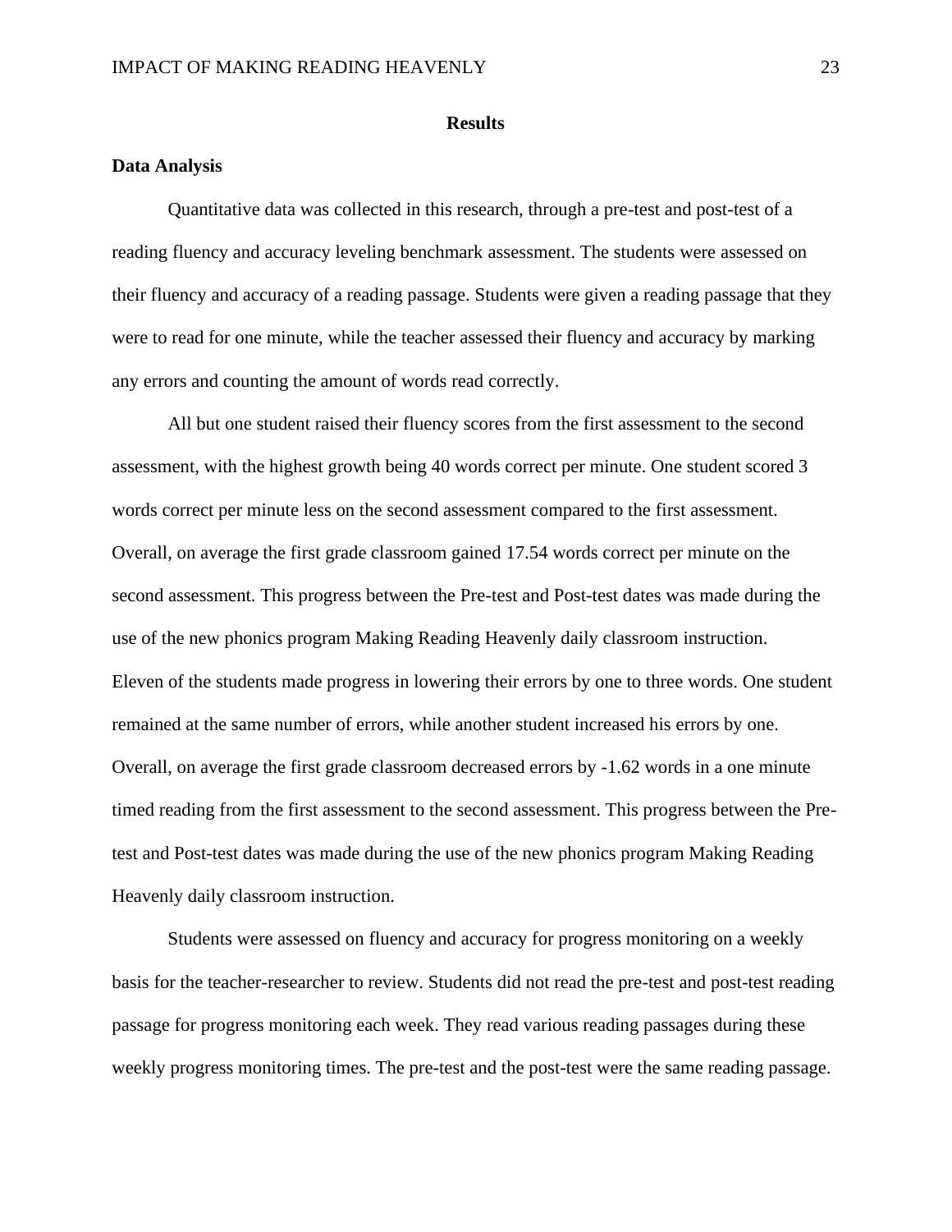## Results

### Data Analysis

Quantitative data was collected in this research, through a pre-test and post-test of a reading fluency and accuracy leveling benchmark assessment. The students were assessed on their fluency and accuracy of a reading passage. Students were given a reading passage that they were to read for one minute, while the teacher assessed their fluency and accuracy by marking any errors and counting the amount of words read correctly.

All but one student raised their fluency scores from the first assessment to the second assessment, with the highest growth being 40 words correct per minute. One student scored 3 words correct per minute less on the second assessment compared to the first assessment. Overall, on average the first grade classroom gained 17.54 words correct per minute on the second assessment. This progress between the Pre-test and Post-test dates was made during the use of the new phonics program Making Reading Heavenly daily classroom instruction. Eleven of the students made progress in lowering their errors by one to three words. One student remained at the same number of errors, while another student increased his errors by one. Overall, on average the first grade classroom decreased errors by -1.62 words in a one minute timed reading from the first assessment to the second assessment. This progress between the Pre-test and Post-test dates was made during the use of the new phonics program Making Reading Heavenly daily classroom instruction.

Students were assessed on fluency and accuracy for progress monitoring on a weekly basis for the teacher-researcher to review. Students did not read the pre-test and post-test reading passage for progress monitoring each week. They read various reading passages during these weekly progress monitoring times. The pre-test and the post-test were the same reading passage.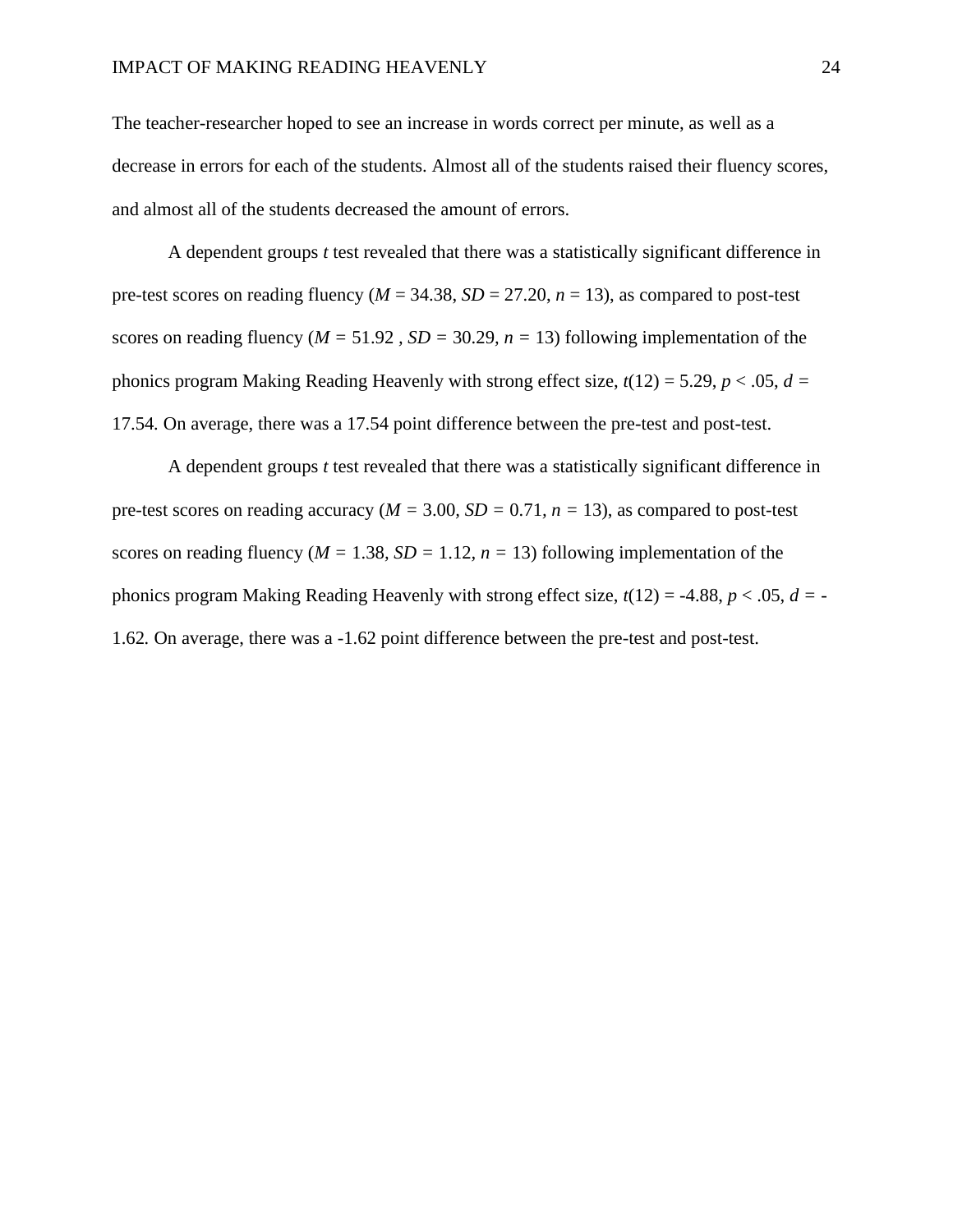The teacher-researcher hoped to see an increase in words correct per minute, as well as a decrease in errors for each of the students. Almost all of the students raised their fluency scores, and almost all of the students decreased the amount of errors.

A dependent groups *t* test revealed that there was a statistically significant difference in pre-test scores on reading fluency ($M = 34.38$, $SD = 27.20$, $n = 13$), as compared to post-test scores on reading fluency ($M = 51.92$ , $SD = 30.29$, $n = 13$) following implementation of the phonics program Making Reading Heavenly with strong effect size, $t(12) = 5.29$, $p < .05$, $d = 17.54$. On average, there was a 17.54 point difference between the pre-test and post-test.

A dependent groups *t* test revealed that there was a statistically significant difference in pre-test scores on reading accuracy ($M = 3.00$, $SD = 0.71$, $n = 13$), as compared to post-test scores on reading fluency ($M = 1.38$, $SD = 1.12$, $n = 13$) following implementation of the phonics program Making Reading Heavenly with strong effect size, $t(12) = -4.88$, $p < .05$, $d = -1.62$. On average, there was a -1.62 point difference between the pre-test and post-test.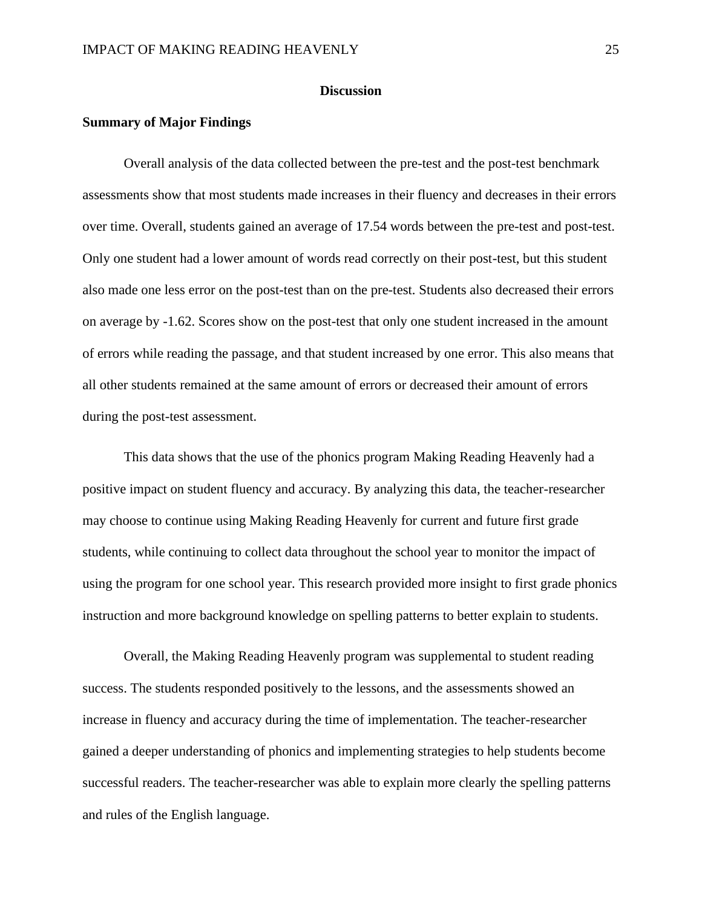# Discussion

## Summary of Major Findings

Overall analysis of the data collected between the pre-test and the post-test benchmark assessments show that most students made increases in their fluency and decreases in their errors over time. Overall, students gained an average of 17.54 words between the pre-test and post-test. Only one student had a lower amount of words read correctly on their post-test, but this student also made one less error on the post-test than on the pre-test. Students also decreased their errors on average by -1.62. Scores show on the post-test that only one student increased in the amount of errors while reading the passage, and that student increased by one error. This also means that all other students remained at the same amount of errors or decreased their amount of errors during the post-test assessment.

This data shows that the use of the phonics program Making Reading Heavenly had a positive impact on student fluency and accuracy. By analyzing this data, the teacher-researcher may choose to continue using Making Reading Heavenly for current and future first grade students, while continuing to collect data throughout the school year to monitor the impact of using the program for one school year. This research provided more insight to first grade phonics instruction and more background knowledge on spelling patterns to better explain to students.

Overall, the Making Reading Heavenly program was supplemental to student reading success. The students responded positively to the lessons, and the assessments showed an increase in fluency and accuracy during the time of implementation. The teacher-researcher gained a deeper understanding of phonics and implementing strategies to help students become successful readers. The teacher-researcher was able to explain more clearly the spelling patterns and rules of the English language.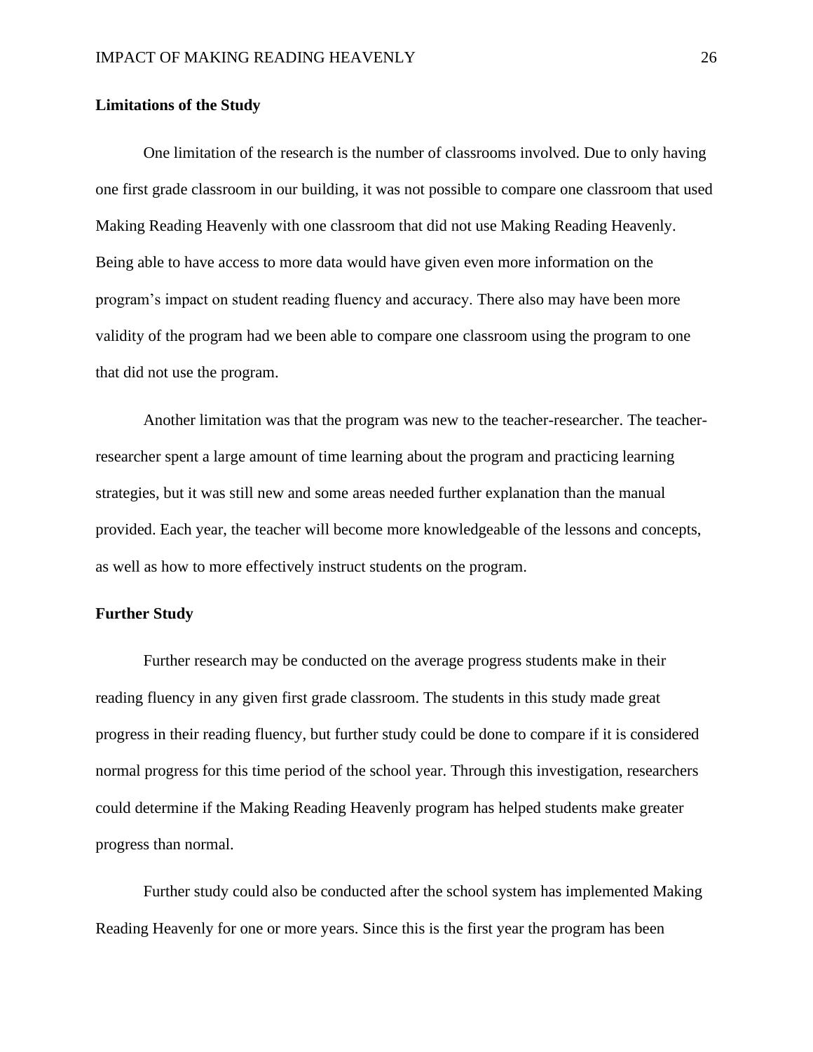**Limitations of the Study**

One limitation of the research is the number of classrooms involved. Due to only having one first grade classroom in our building, it was not possible to compare one classroom that used Making Reading Heavenly with one classroom that did not use Making Reading Heavenly. Being able to have access to more data would have given even more information on the program's impact on student reading fluency and accuracy. There also may have been more validity of the program had we been able to compare one classroom using the program to one that did not use the program.

Another limitation was that the program was new to the teacher-researcher. The teacher-researcher spent a large amount of time learning about the program and practicing learning strategies, but it was still new and some areas needed further explanation than the manual provided. Each year, the teacher will become more knowledgeable of the lessons and concepts, as well as how to more effectively instruct students on the program.

**Further Study**

Further research may be conducted on the average progress students make in their reading fluency in any given first grade classroom. The students in this study made great progress in their reading fluency, but further study could be done to compare if it is considered normal progress for this time period of the school year. Through this investigation, researchers could determine if the Making Reading Heavenly program has helped students make greater progress than normal.

Further study could also be conducted after the school system has implemented Making Reading Heavenly for one or more years. Since this is the first year the program has been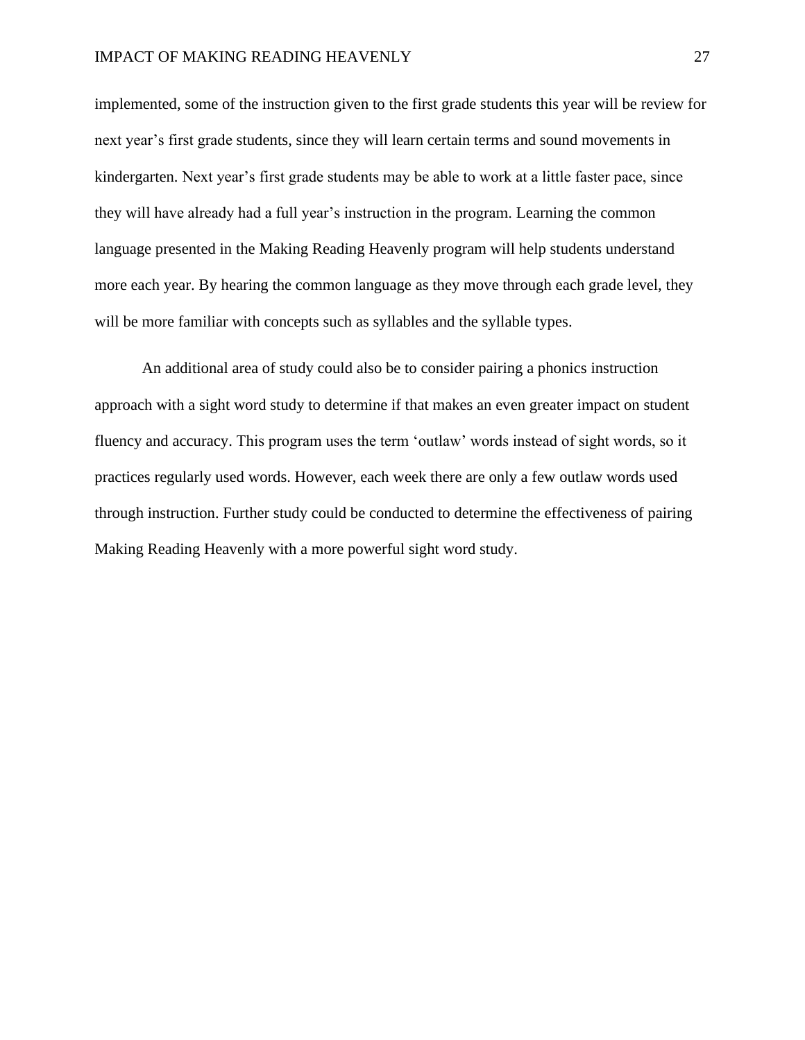implemented, some of the instruction given to the first grade students this year will be review for next year's first grade students, since they will learn certain terms and sound movements in kindergarten. Next year's first grade students may be able to work at a little faster pace, since they will have already had a full year's instruction in the program. Learning the common language presented in the Making Reading Heavenly program will help students understand more each year. By hearing the common language as they move through each grade level, they will be more familiar with concepts such as syllables and the syllable types.

An additional area of study could also be to consider pairing a phonics instruction approach with a sight word study to determine if that makes an even greater impact on student fluency and accuracy. This program uses the term 'outlaw' words instead of sight words, so it practices regularly used words. However, each week there are only a few outlaw words used through instruction. Further study could be conducted to determine the effectiveness of pairing Making Reading Heavenly with a more powerful sight word study.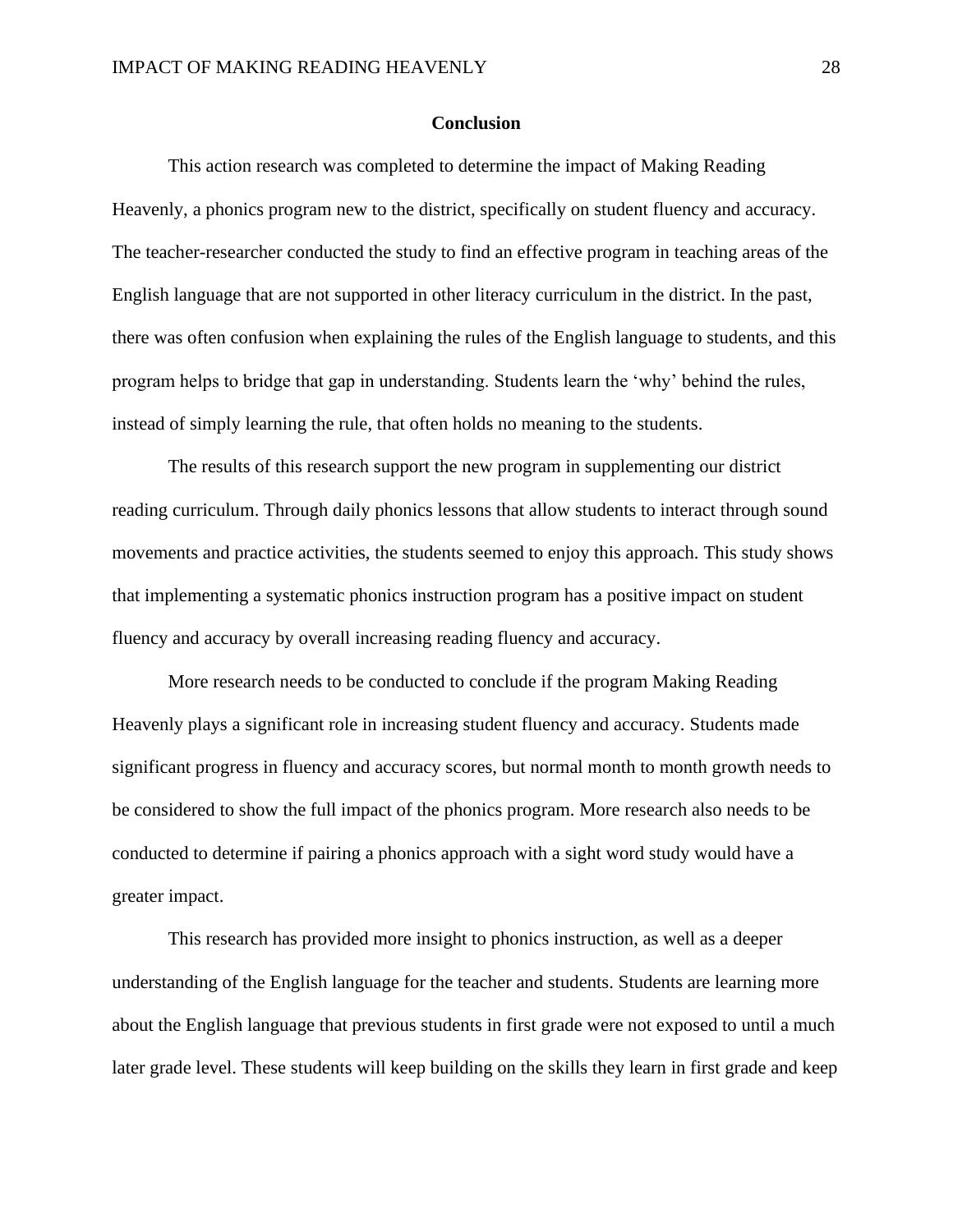## Conclusion

This action research was completed to determine the impact of Making Reading Heavenly, a phonics program new to the district, specifically on student fluency and accuracy. The teacher-researcher conducted the study to find an effective program in teaching areas of the English language that are not supported in other literacy curriculum in the district. In the past, there was often confusion when explaining the rules of the English language to students, and this program helps to bridge that gap in understanding. Students learn the 'why' behind the rules, instead of simply learning the rule, that often holds no meaning to the students.

The results of this research support the new program in supplementing our district reading curriculum. Through daily phonics lessons that allow students to interact through sound movements and practice activities, the students seemed to enjoy this approach. This study shows that implementing a systematic phonics instruction program has a positive impact on student fluency and accuracy by overall increasing reading fluency and accuracy.

More research needs to be conducted to conclude if the program Making Reading Heavenly plays a significant role in increasing student fluency and accuracy. Students made significant progress in fluency and accuracy scores, but normal month to month growth needs to be considered to show the full impact of the phonics program. More research also needs to be conducted to determine if pairing a phonics approach with a sight word study would have a greater impact.

This research has provided more insight to phonics instruction, as well as a deeper understanding of the English language for the teacher and students. Students are learning more about the English language that previous students in first grade were not exposed to until a much later grade level. These students will keep building on the skills they learn in first grade and keep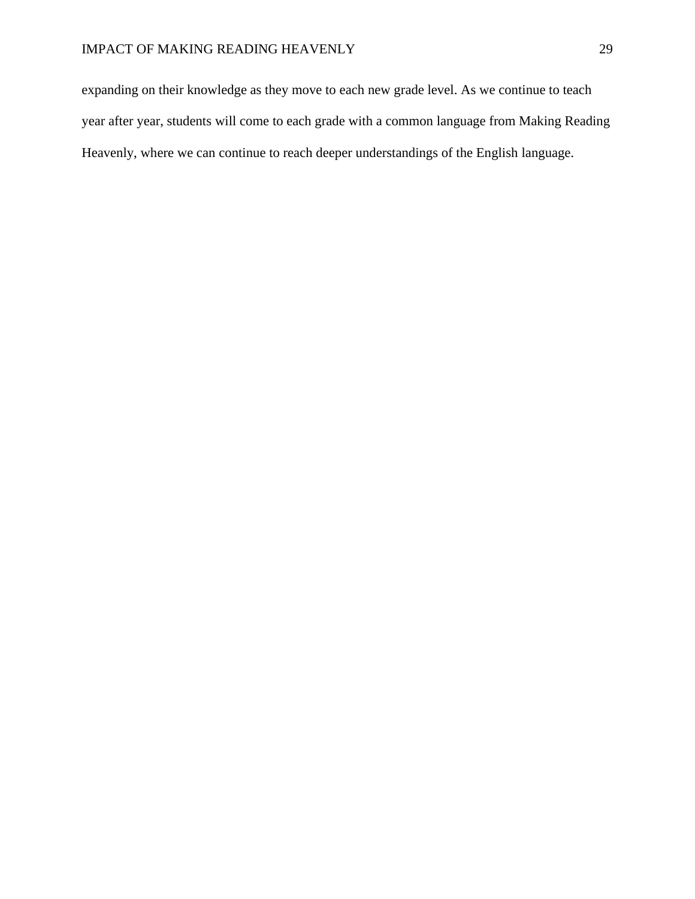expanding on their knowledge as they move to each new grade level. As we continue to teach year after year, students will come to each grade with a common language from Making Reading Heavenly, where we can continue to reach deeper understandings of the English language.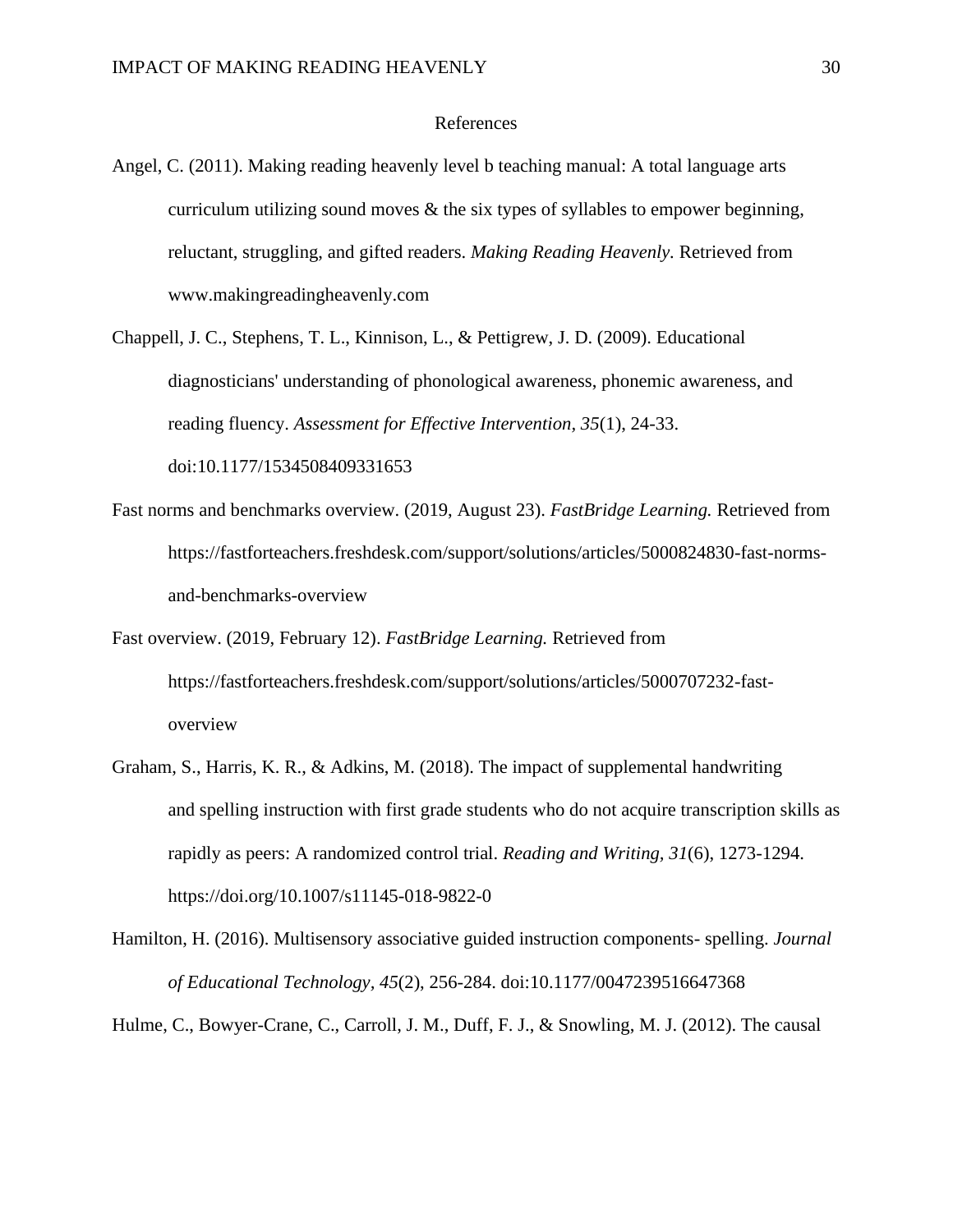# References

Angel, C. (2011). Making reading heavenly level b teaching manual: A total language arts curriculum utilizing sound moves & the six types of syllables to empower beginning, reluctant, struggling, and gifted readers. *Making Reading Heavenly.* Retrieved from www.makingreadingheavenly.com

Chappell, J. C., Stephens, T. L., Kinnison, L., & Pettigrew, J. D. (2009). Educational diagnosticians' understanding of phonological awareness, phonemic awareness, and reading fluency. *Assessment for Effective Intervention, 35*(1), 24-33. doi:10.1177/1534508409331653

Fast norms and benchmarks overview. (2019, August 23). *FastBridge Learning.* Retrieved from https://fastforteachers.freshdesk.com/support/solutions/articles/5000824830-fast-norms-and-benchmarks-overview

Fast overview. (2019, February 12). *FastBridge Learning.* Retrieved from https://fastforteachers.freshdesk.com/support/solutions/articles/5000707232-fast-overview

Graham, S., Harris, K. R., & Adkins, M. (2018). The impact of supplemental handwriting and spelling instruction with first grade students who do not acquire transcription skills as rapidly as peers: A randomized control trial. *Reading and Writing, 31*(6), 1273-1294. https://doi.org/10.1007/s11145-018-9822-0

Hamilton, H. (2016). Multisensory associative guided instruction components- spelling. *Journal of Educational Technology, 45*(2), 256-284. doi:10.1177/0047239516647368

Hulme, C., Bowyer-Crane, C., Carroll, J. M., Duff, F. J., & Snowling, M. J. (2012). The causal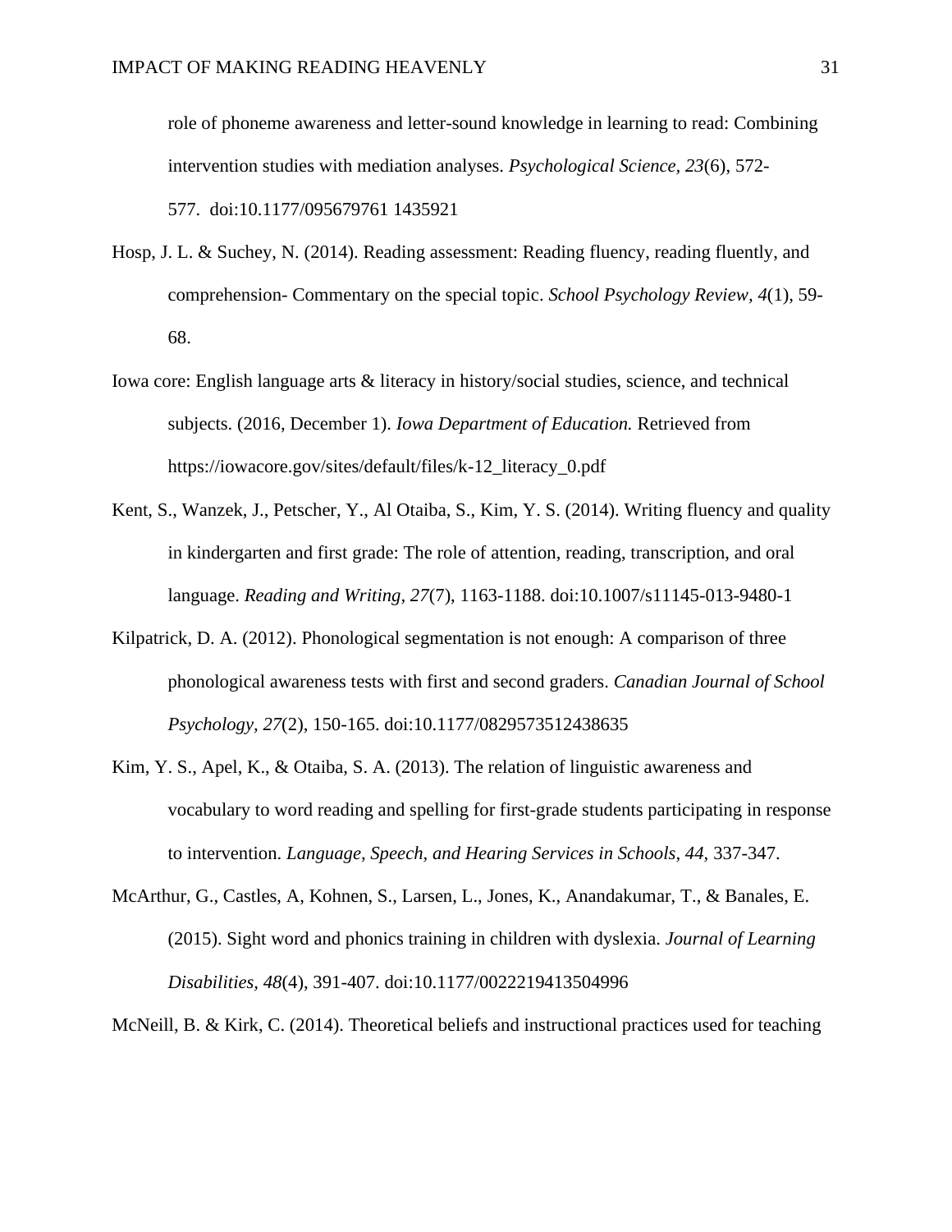role of phoneme awareness and letter-sound knowledge in learning to read: Combining intervention studies with mediation analyses. *Psychological Science, 23*(6), 572-577. doi:10.1177/095679761 1435921

Hosp, J. L. & Suchey, N. (2014). Reading assessment: Reading fluency, reading fluently, and comprehension- Commentary on the special topic. *School Psychology Review, 4*(1), 59-68.

Iowa core: English language arts & literacy in history/social studies, science, and technical subjects. (2016, December 1). *Iowa Department of Education.* Retrieved from https://iowacore.gov/sites/default/files/k-12_literacy_0.pdf

Kent, S., Wanzek, J., Petscher, Y., Al Otaiba, S., Kim, Y. S. (2014). Writing fluency and quality in kindergarten and first grade: The role of attention, reading, transcription, and oral language. *Reading and Writing, 27*(7), 1163-1188. doi:10.1007/s11145-013-9480-1

Kilpatrick, D. A. (2012). Phonological segmentation is not enough: A comparison of three phonological awareness tests with first and second graders. *Canadian Journal of School Psychology, 27*(2), 150-165. doi:10.1177/0829573512438635

Kim, Y. S., Apel, K., & Otaiba, S. A. (2013). The relation of linguistic awareness and vocabulary to word reading and spelling for first-grade students participating in response to intervention. *Language, Speech, and Hearing Services in Schools, 44,* 337-347.

McArthur, G., Castles, A, Kohnen, S., Larsen, L., Jones, K., Anandakumar, T., & Banales, E. (2015). Sight word and phonics training in children with dyslexia. *Journal of Learning Disabilities, 48*(4), 391-407. doi:10.1177/0022219413504996

McNeill, B. & Kirk, C. (2014). Theoretical beliefs and instructional practices used for teaching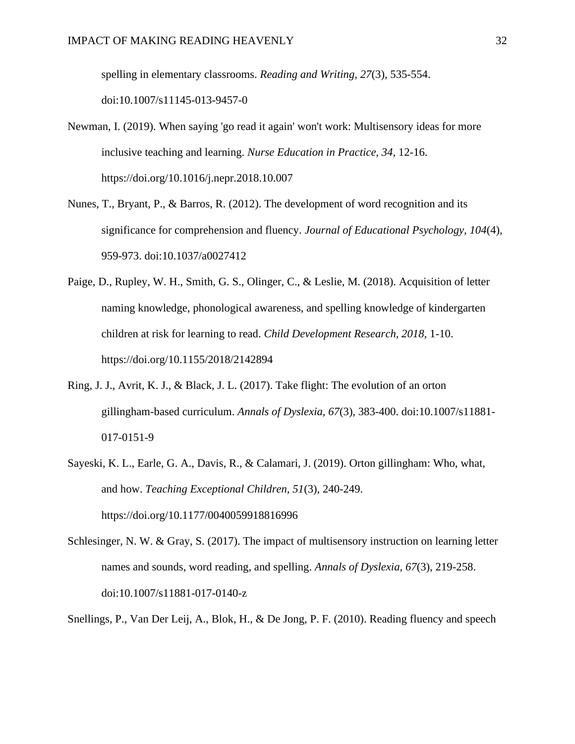spelling in elementary classrooms. *Reading and Writing, 27*(3), 535-554. doi:10.1007/s11145-013-9457-0

Newman, I. (2019). When saying 'go read it again' won't work: Multisensory ideas for more inclusive teaching and learning. *Nurse Education in Practice, 34*, 12-16. https://doi.org/10.1016/j.nepr.2018.10.007

Nunes, T., Bryant, P., & Barros, R. (2012). The development of word recognition and its significance for comprehension and fluency. *Journal of Educational Psychology, 104*(4), 959-973. doi:10.1037/a0027412

Paige, D., Rupley, W. H., Smith, G. S., Olinger, C., & Leslie, M. (2018). Acquisition of letter naming knowledge, phonological awareness, and spelling knowledge of kindergarten children at risk for learning to read. *Child Development Research, 2018*, 1-10. https://doi.org/10.1155/2018/2142894

Ring, J. J., Avrit, K. J., & Black, J. L. (2017). Take flight: The evolution of an orton gillingham-based curriculum. *Annals of Dyslexia, 67*(3), 383-400. doi:10.1007/s11881-017-0151-9

Sayeski, K. L., Earle, G. A., Davis, R., & Calamari, J. (2019). Orton gillingham: Who, what, and how. *Teaching Exceptional Children, 51*(3), 240-249. https://doi.org/10.1177/0040059918816996

Schlesinger, N. W. & Gray, S. (2017). The impact of multisensory instruction on learning letter names and sounds, word reading, and spelling. *Annals of Dyslexia, 67*(3), 219-258. doi:10.1007/s11881-017-0140-z

Snellings, P., Van Der Leij, A., Blok, H., & De Jong, P. F. (2010). Reading fluency and speech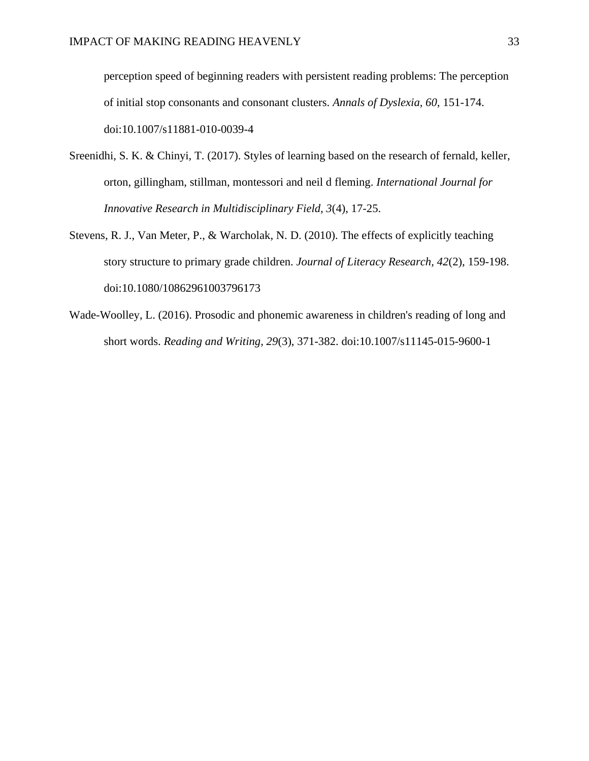perception speed of beginning readers with persistent reading problems: The perception of initial stop consonants and consonant clusters. *Annals of Dyslexia, 60,* 151-174. doi:10.1007/s11881-010-0039-4

Sreenidhi, S. K. & Chinyi, T. (2017). Styles of learning based on the research of fernald, keller, orton, gillingham, stillman, montessori and neil d fleming. *International Journal for Innovative Research in Multidisciplinary Field, 3*(4), 17-25.

Stevens, R. J., Van Meter, P., & Warcholak, N. D. (2010). The effects of explicitly teaching story structure to primary grade children. *Journal of Literacy Research, 42*(2), 159-198. doi:10.1080/10862961003796173

Wade-Woolley, L. (2016). Prosodic and phonemic awareness in children's reading of long and short words. *Reading and Writing, 29*(3), 371-382. doi:10.1007/s11145-015-9600-1